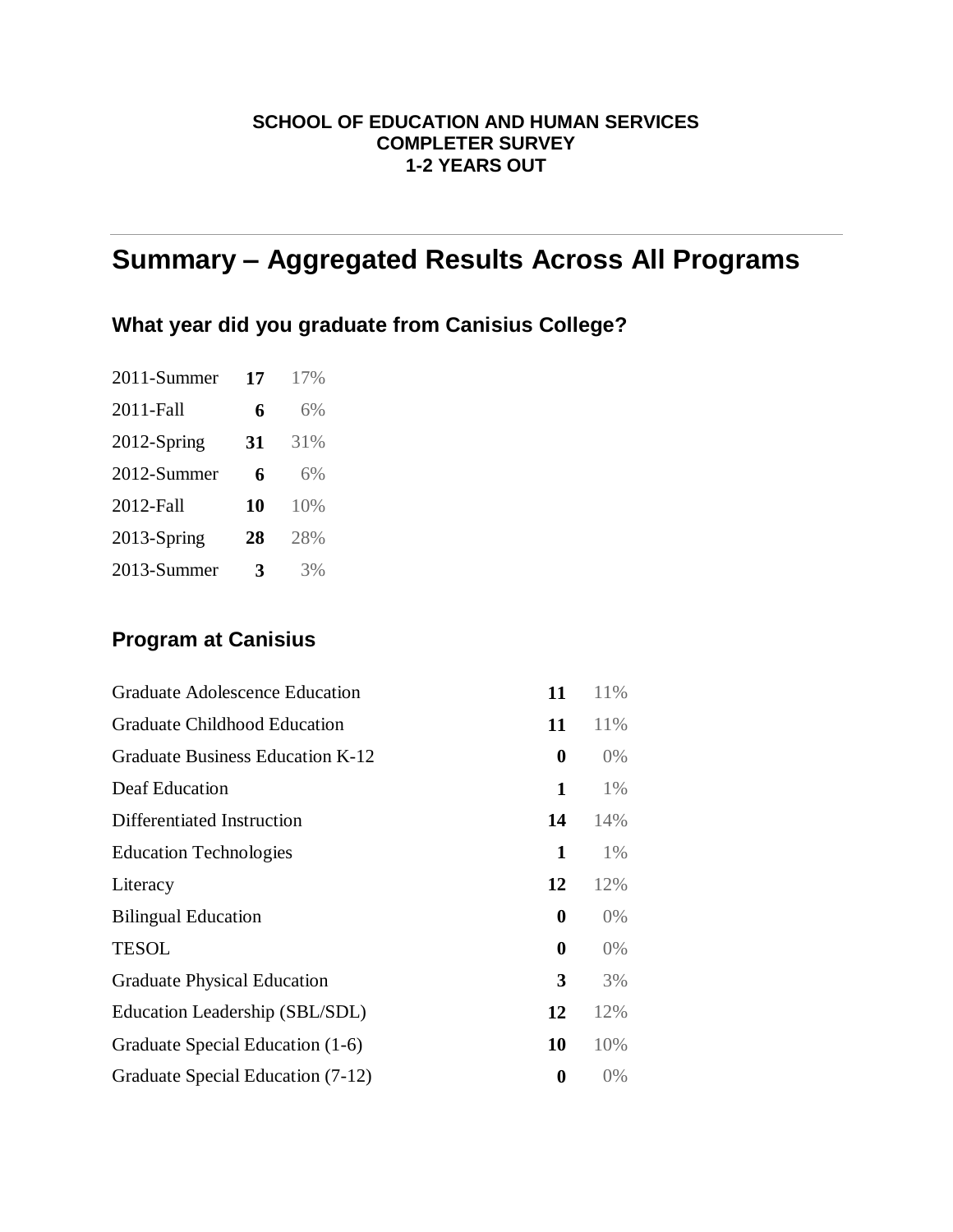**SCHOOL OF EDUCATION AND HUMAN SERVICES**
**COMPLETER SURVEY**
**1-2 YEARS OUT**

---

# Summary – Aggregated Results Across All Programs

## What year did you graduate from Canisius College?

| | | |
|---|---|---|
| 2011-Summer | **17** | 17% |
| 2011-Fall | **6** | 6% |
| 2012-Spring | **31** | 31% |
| 2012-Summer | **6** | 6% |
| 2012-Fall | **10** | 10% |
| 2013-Spring | **28** | 28% |
| 2013-Summer | **3** | 3% |

## Program at Canisius

| | | |
|---|---|---|
| Graduate Adolescence Education | **11** | 11% |
| Graduate Childhood Education | **11** | 11% |
| Graduate Business Education K-12 | **0** | 0% |
| Deaf Education | **1** | 1% |
| Differentiated Instruction | **14** | 14% |
| Education Technologies | **1** | 1% |
| Literacy | **12** | 12% |
| Bilingual Education | **0** | 0% |
| TESOL | **0** | 0% |
| Graduate Physical Education | **3** | 3% |
| Education Leadership (SBL/SDL) | **12** | 12% |
| Graduate Special Education (1-6) | **10** | 10% |
| Graduate Special Education (7-12) | **0** | 0% |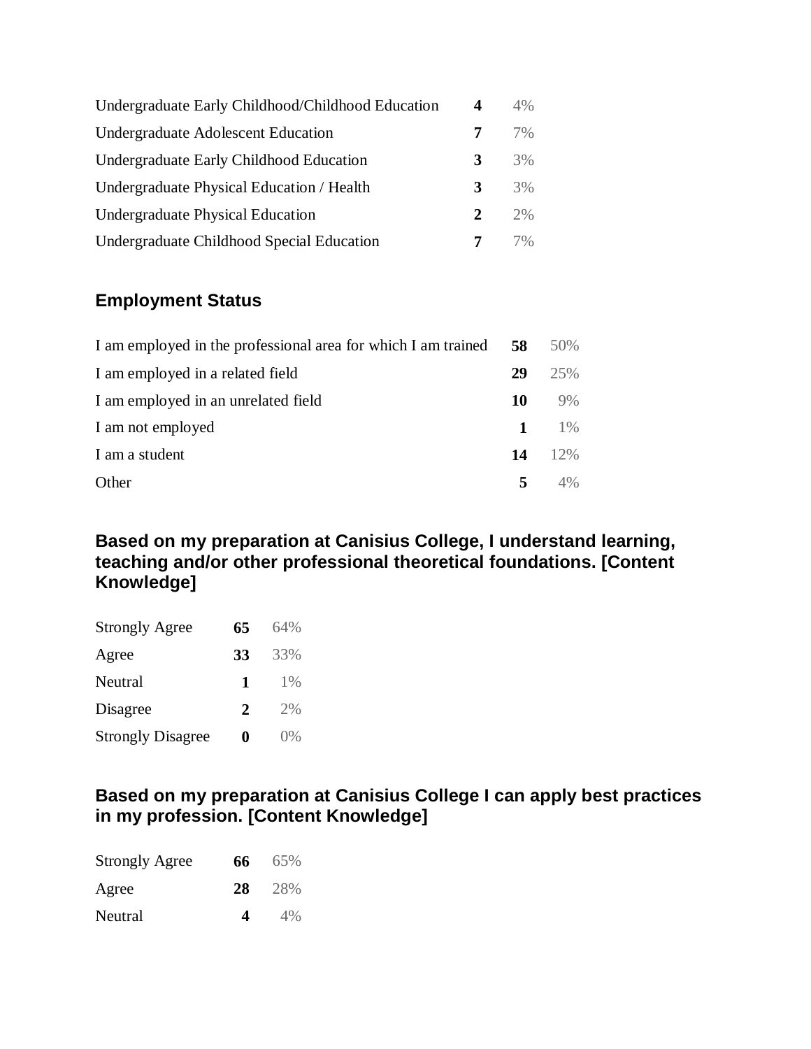| | | |
|---|---|---|
| Undergraduate Early Childhood/Childhood Education | **4** | 4% |
| Undergraduate Adolescent Education | **7** | 7% |
| Undergraduate Early Childhood Education | **3** | 3% |
| Undergraduate Physical Education / Health | **3** | 3% |
| Undergraduate Physical Education | **2** | 2% |
| Undergraduate Childhood Special Education | **7** | 7% |

## Employment Status

| | | |
|---|---|---|
| I am employed in the professional area for which I am trained | **58** | 50% |
| I am employed in a related field | **29** | 25% |
| I am employed in an unrelated field | **10** | 9% |
| I am not employed | **1** | 1% |
| I am a student | **14** | 12% |
| Other | **5** | 4% |

## Based on my preparation at Canisius College, I understand learning, teaching and/or other professional theoretical foundations. [Content Knowledge]

| | | |
|---|---|---|
| Strongly Agree | **65** | 64% |
| Agree | **33** | 33% |
| Neutral | **1** | 1% |
| Disagree | **2** | 2% |
| Strongly Disagree | **0** | 0% |

## Based on my preparation at Canisius College I can apply best practices in my profession. [Content Knowledge]

| | | |
|---|---|---|
| Strongly Agree | **66** | 65% |
| Agree | **28** | 28% |
| Neutral | **4** | 4% |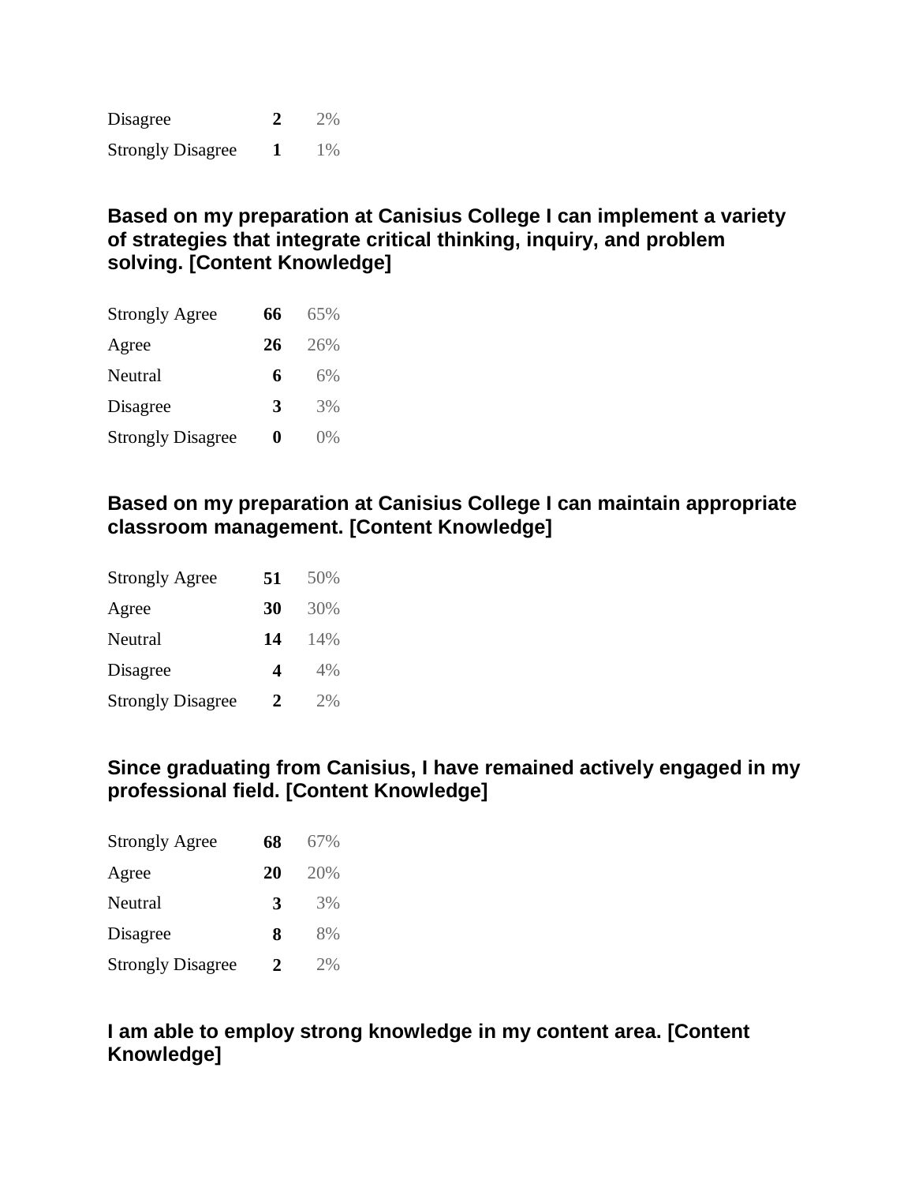| | | |
|---|---|---|
| Disagree | **2** | 2% |
| Strongly Disagree | **1** | 1% |

### Based on my preparation at Canisius College I can implement a variety of strategies that integrate critical thinking, inquiry, and problem solving. [Content Knowledge]

| | | |
|---|---|---|
| Strongly Agree | **66** | 65% |
| Agree | **26** | 26% |
| Neutral | **6** | 6% |
| Disagree | **3** | 3% |
| Strongly Disagree | **0** | 0% |

### Based on my preparation at Canisius College I can maintain appropriate classroom management. [Content Knowledge]

| | | |
|---|---|---|
| Strongly Agree | **51** | 50% |
| Agree | **30** | 30% |
| Neutral | **14** | 14% |
| Disagree | **4** | 4% |
| Strongly Disagree | **2** | 2% |

### Since graduating from Canisius, I have remained actively engaged in my professional field. [Content Knowledge]

| | | |
|---|---|---|
| Strongly Agree | **68** | 67% |
| Agree | **20** | 20% |
| Neutral | **3** | 3% |
| Disagree | **8** | 8% |
| Strongly Disagree | **2** | 2% |

### I am able to employ strong knowledge in my content area. [Content Knowledge]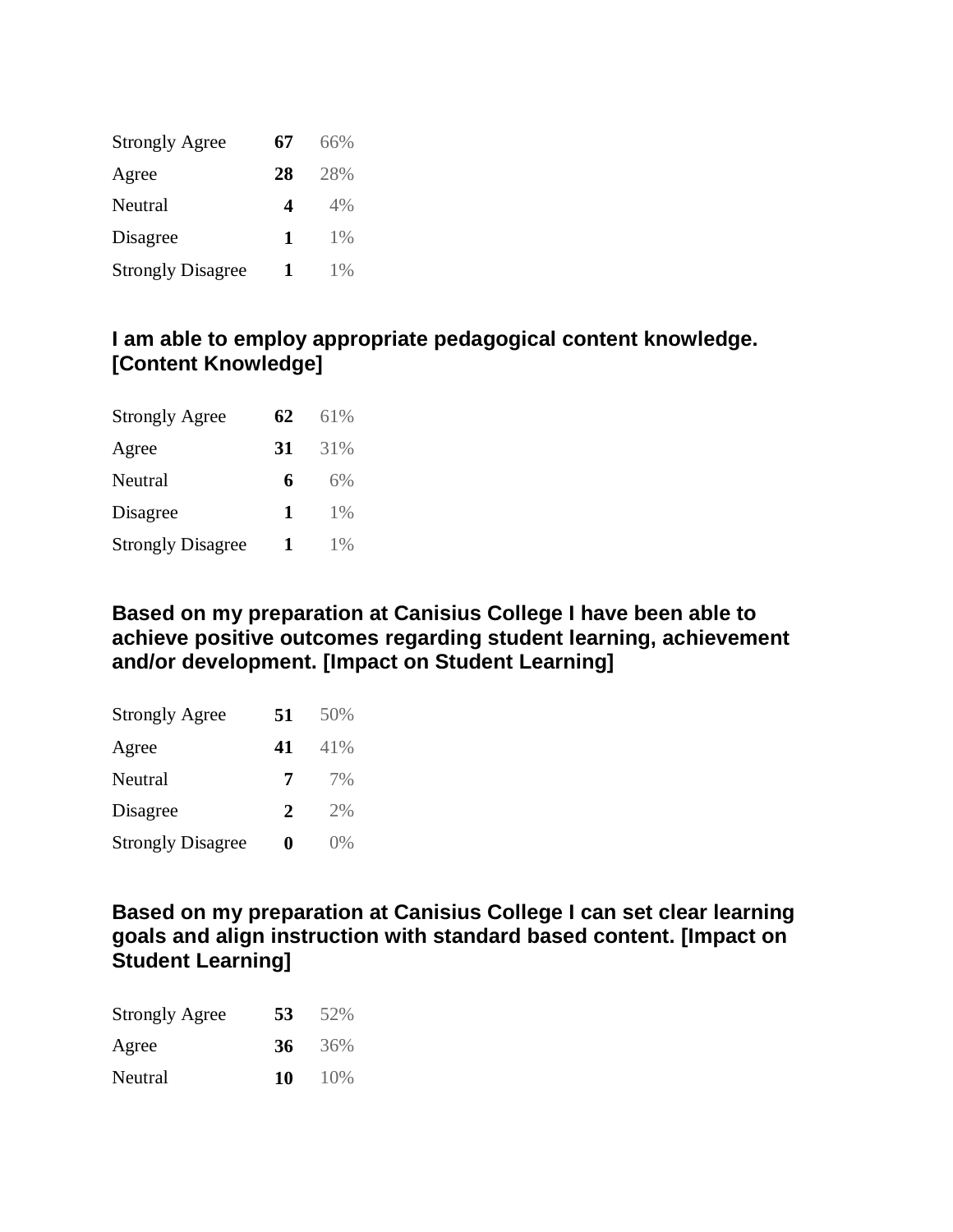| | | |
|---|---|---|
| Strongly Agree | **67** | 66% |
| Agree | **28** | 28% |
| Neutral | **4** | 4% |
| Disagree | **1** | 1% |
| Strongly Disagree | **1** | 1% |

### I am able to employ appropriate pedagogical content knowledge. [Content Knowledge]

| | | |
|---|---|---|
| Strongly Agree | **62** | 61% |
| Agree | **31** | 31% |
| Neutral | **6** | 6% |
| Disagree | **1** | 1% |
| Strongly Disagree | **1** | 1% |

### Based on my preparation at Canisius College I have been able to achieve positive outcomes regarding student learning, achievement and/or development. [Impact on Student Learning]

| | | |
|---|---|---|
| Strongly Agree | **51** | 50% |
| Agree | **41** | 41% |
| Neutral | **7** | 7% |
| Disagree | **2** | 2% |
| Strongly Disagree | **0** | 0% |

### Based on my preparation at Canisius College I can set clear learning goals and align instruction with standard based content. [Impact on Student Learning]

| | | |
|---|---|---|
| Strongly Agree | **53** | 52% |
| Agree | **36** | 36% |
| Neutral | **10** | 10% |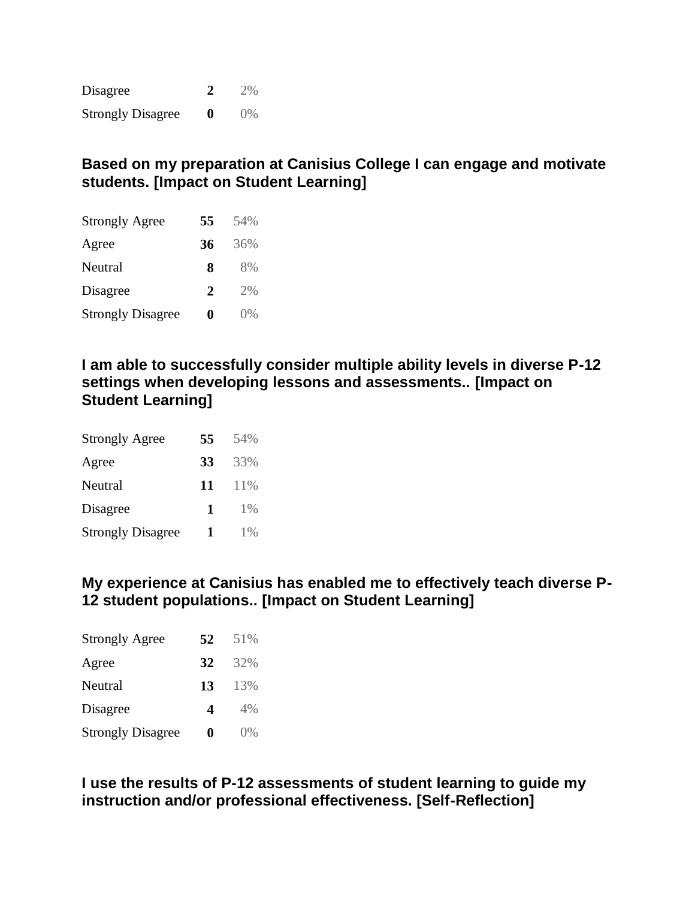| | | |
|---|---|---|
| Disagree | **2** | 2% |
| Strongly Disagree | **0** | 0% |

### Based on my preparation at Canisius College I can engage and motivate students. [Impact on Student Learning]

| | | |
|---|---|---|
| Strongly Agree | **55** | 54% |
| Agree | **36** | 36% |
| Neutral | **8** | 8% |
| Disagree | **2** | 2% |
| Strongly Disagree | **0** | 0% |

### I am able to successfully consider multiple ability levels in diverse P-12 settings when developing lessons and assessments.. [Impact on Student Learning]

| | | |
|---|---|---|
| Strongly Agree | **55** | 54% |
| Agree | **33** | 33% |
| Neutral | **11** | 11% |
| Disagree | **1** | 1% |
| Strongly Disagree | **1** | 1% |

### My experience at Canisius has enabled me to effectively teach diverse P-12 student populations.. [Impact on Student Learning]

| | | |
|---|---|---|
| Strongly Agree | **52** | 51% |
| Agree | **32** | 32% |
| Neutral | **13** | 13% |
| Disagree | **4** | 4% |
| Strongly Disagree | **0** | 0% |

### I use the results of P-12 assessments of student learning to guide my instruction and/or professional effectiveness. [Self-Reflection]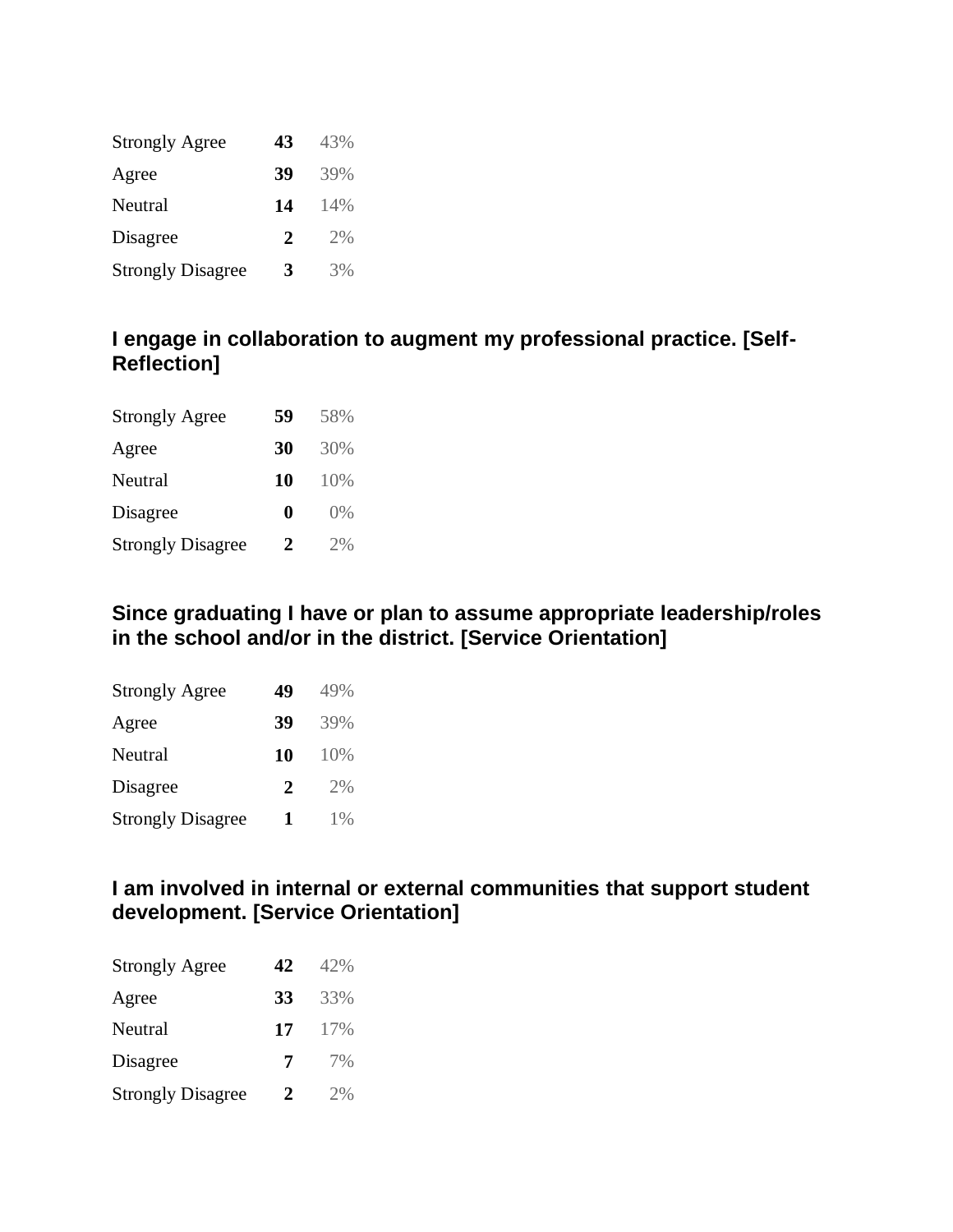| | | |
|---|---|---|
| Strongly Agree | **43** | 43% |
| Agree | **39** | 39% |
| Neutral | **14** | 14% |
| Disagree | **2** | 2% |
| Strongly Disagree | **3** | 3% |

### I engage in collaboration to augment my professional practice. [Self-Reflection]

| | | |
|---|---|---|
| Strongly Agree | **59** | 58% |
| Agree | **30** | 30% |
| Neutral | **10** | 10% |
| Disagree | **0** | 0% |
| Strongly Disagree | **2** | 2% |

### Since graduating I have or plan to assume appropriate leadership/roles in the school and/or in the district. [Service Orientation]

| | | |
|---|---|---|
| Strongly Agree | **49** | 49% |
| Agree | **39** | 39% |
| Neutral | **10** | 10% |
| Disagree | **2** | 2% |
| Strongly Disagree | **1** | 1% |

### I am involved in internal or external communities that support student development. [Service Orientation]

| | | |
|---|---|---|
| Strongly Agree | **42** | 42% |
| Agree | **33** | 33% |
| Neutral | **17** | 17% |
| Disagree | **7** | 7% |
| Strongly Disagree | **2** | 2% |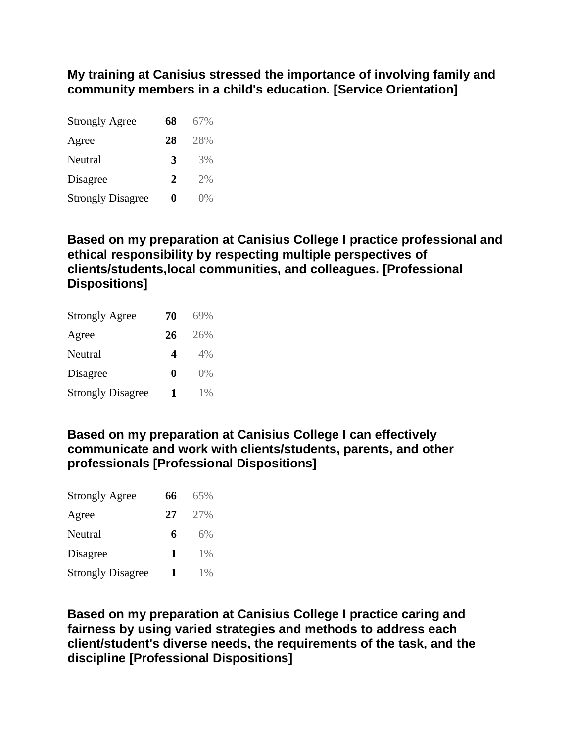**My training at Canisius stressed the importance of involving family and community members in a child's education. [Service Orientation]**

| | | |
|---|---|---|
| Strongly Agree | **68** | 67% |
| Agree | **28** | 28% |
| Neutral | **3** | 3% |
| Disagree | **2** | 2% |
| Strongly Disagree | **0** | 0% |

**Based on my preparation at Canisius College I practice professional and ethical responsibility by respecting multiple perspectives of clients/students,local communities, and colleagues. [Professional Dispositions]**

| | | |
|---|---|---|
| Strongly Agree | **70** | 69% |
| Agree | **26** | 26% |
| Neutral | **4** | 4% |
| Disagree | **0** | 0% |
| Strongly Disagree | **1** | 1% |

**Based on my preparation at Canisius College I can effectively communicate and work with clients/students, parents, and other professionals [Professional Dispositions]**

| | | |
|---|---|---|
| Strongly Agree | **66** | 65% |
| Agree | **27** | 27% |
| Neutral | **6** | 6% |
| Disagree | **1** | 1% |
| Strongly Disagree | **1** | 1% |

**Based on my preparation at Canisius College I practice caring and fairness by using varied strategies and methods to address each client/student's diverse needs, the requirements of the task, and the discipline [Professional Dispositions]**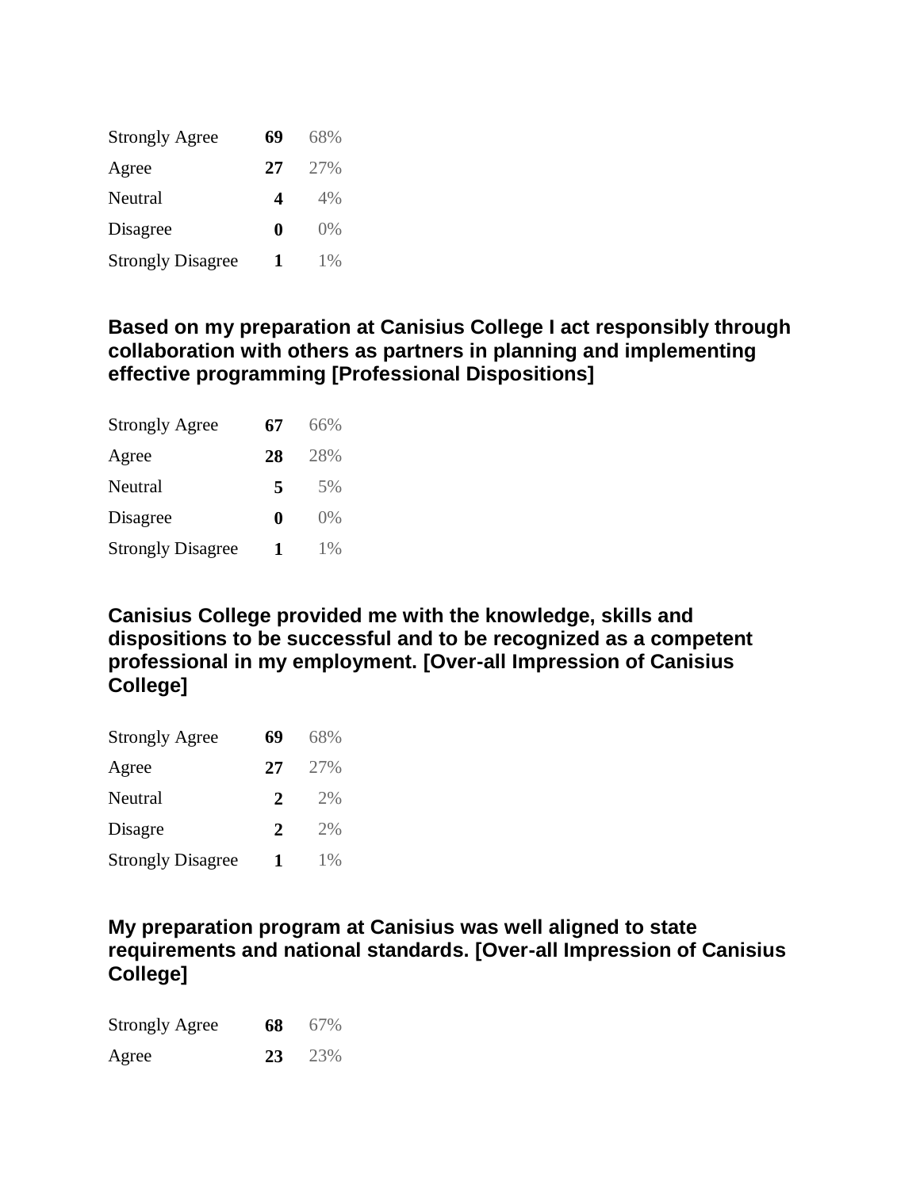| | | |
|---|---|---|
| Strongly Agree | **69** | 68% |
| Agree | **27** | 27% |
| Neutral | **4** | 4% |
| Disagree | **0** | 0% |
| Strongly Disagree | **1** | 1% |

### Based on my preparation at Canisius College I act responsibly through collaboration with others as partners in planning and implementing effective programming [Professional Dispositions]

| | | |
|---|---|---|
| Strongly Agree | **67** | 66% |
| Agree | **28** | 28% |
| Neutral | **5** | 5% |
| Disagree | **0** | 0% |
| Strongly Disagree | **1** | 1% |

### Canisius College provided me with the knowledge, skills and dispositions to be successful and to be recognized as a competent professional in my employment. [Over-all Impression of Canisius College]

| | | |
|---|---|---|
| Strongly Agree | **69** | 68% |
| Agree | **27** | 27% |
| Neutral | **2** | 2% |
| Disagre | **2** | 2% |
| Strongly Disagree | **1** | 1% |

### My preparation program at Canisius was well aligned to state requirements and national standards. [Over-all Impression of Canisius College]

| | | |
|---|---|---|
| Strongly Agree | **68** | 67% |
| Agree | **23** | 23% |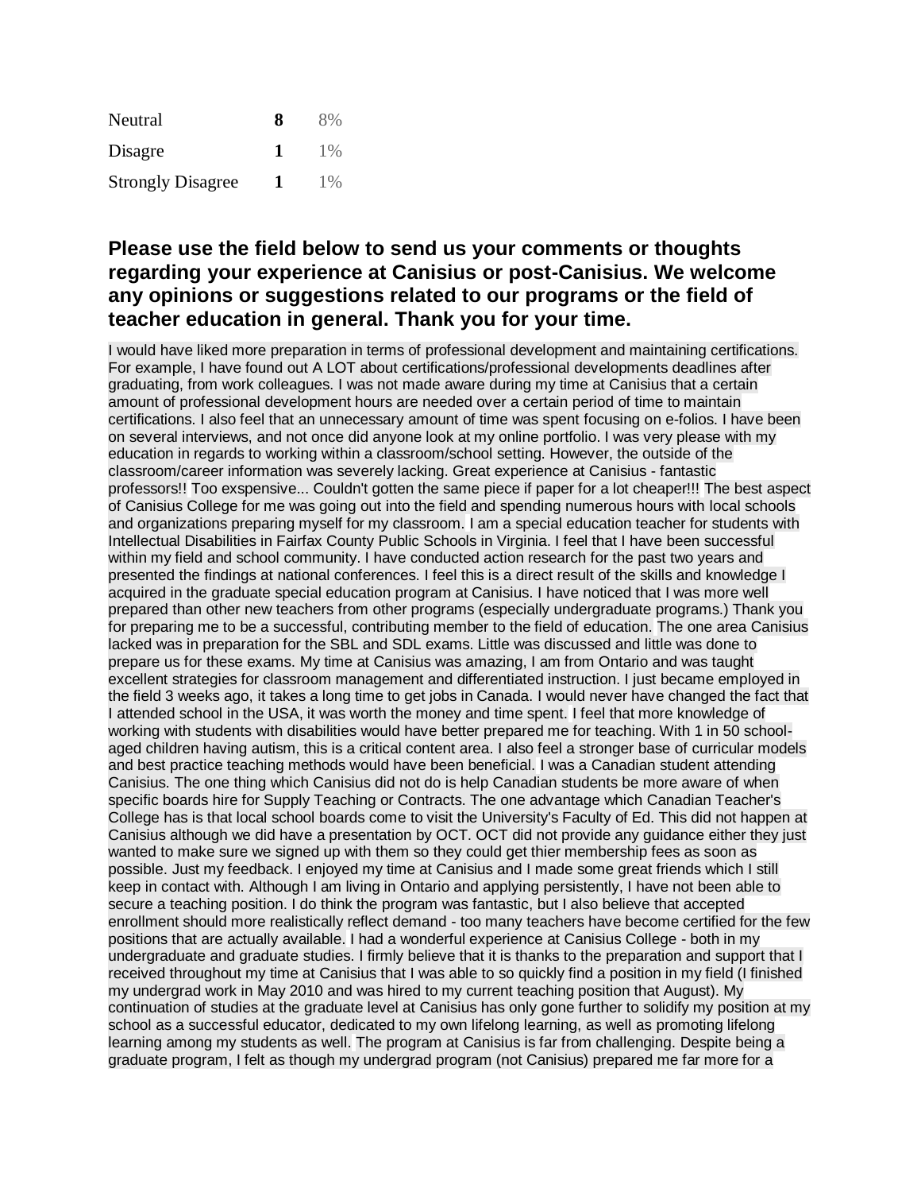| | | |
|---|---|---|
| Neutral | **8** | 8% |
| Disagre | **1** | 1% |
| Strongly Disagree | **1** | 1% |

## Please use the field below to send us your comments or thoughts regarding your experience at Canisius or post-Canisius. We welcome any opinions or suggestions related to our programs or the field of teacher education in general. Thank you for your time.

I would have liked more preparation in terms of professional development and maintaining certifications. For example, I have found out A LOT about certifications/professional developments deadlines after graduating, from work colleagues. I was not made aware during my time at Canisius that a certain amount of professional development hours are needed over a certain period of time to maintain certifications. I also feel that an unnecessary amount of time was spent focusing on e-folios. I have been on several interviews, and not once did anyone look at my online portfolio. I was very please with my education in regards to working within a classroom/school setting. However, the outside of the classroom/career information was severely lacking. Great experience at Canisius - fantastic professors!! Too exspensive... Couldn't gotten the same piece if paper for a lot cheaper!!! The best aspect of Canisius College for me was going out into the field and spending numerous hours with local schools and organizations preparing myself for my classroom. I am a special education teacher for students with Intellectual Disabilities in Fairfax County Public Schools in Virginia. I feel that I have been successful within my field and school community. I have conducted action research for the past two years and presented the findings at national conferences. I feel this is a direct result of the skills and knowledge I acquired in the graduate special education program at Canisius. I have noticed that I was more well prepared than other new teachers from other programs (especially undergraduate programs.) Thank you for preparing me to be a successful, contributing member to the field of education. The one area Canisius lacked was in preparation for the SBL and SDL exams. Little was discussed and little was done to prepare us for these exams. My time at Canisius was amazing, I am from Ontario and was taught excellent strategies for classroom management and differentiated instruction. I just became employed in the field 3 weeks ago, it takes a long time to get jobs in Canada. I would never have changed the fact that I attended school in the USA, it was worth the money and time spent. I feel that more knowledge of working with students with disabilities would have better prepared me for teaching. With 1 in 50 school-aged children having autism, this is a critical content area. I also feel a stronger base of curricular models and best practice teaching methods would have been beneficial. I was a Canadian student attending Canisius. The one thing which Canisius did not do is help Canadian students be more aware of when specific boards hire for Supply Teaching or Contracts. The one advantage which Canadian Teacher's College has is that local school boards come to visit the University's Faculty of Ed. This did not happen at Canisius although we did have a presentation by OCT. OCT did not provide any guidance either they just wanted to make sure we signed up with them so they could get thier membership fees as soon as possible. Just my feedback. I enjoyed my time at Canisius and I made some great friends which I still keep in contact with. Although I am living in Ontario and applying persistently, I have not been able to secure a teaching position. I do think the program was fantastic, but I also believe that accepted enrollment should more realistically reflect demand - too many teachers have become certified for the few positions that are actually available. I had a wonderful experience at Canisius College - both in my undergraduate and graduate studies. I firmly believe that it is thanks to the preparation and support that I received throughout my time at Canisius that I was able to so quickly find a position in my field (I finished my undergrad work in May 2010 and was hired to my current teaching position that August). My continuation of studies at the graduate level at Canisius has only gone further to solidify my position at my school as a successful educator, dedicated to my own lifelong learning, as well as promoting lifelong learning among my students as well. The program at Canisius is far from challenging. Despite being a graduate program, I felt as though my undergrad program (not Canisius) prepared me far more for a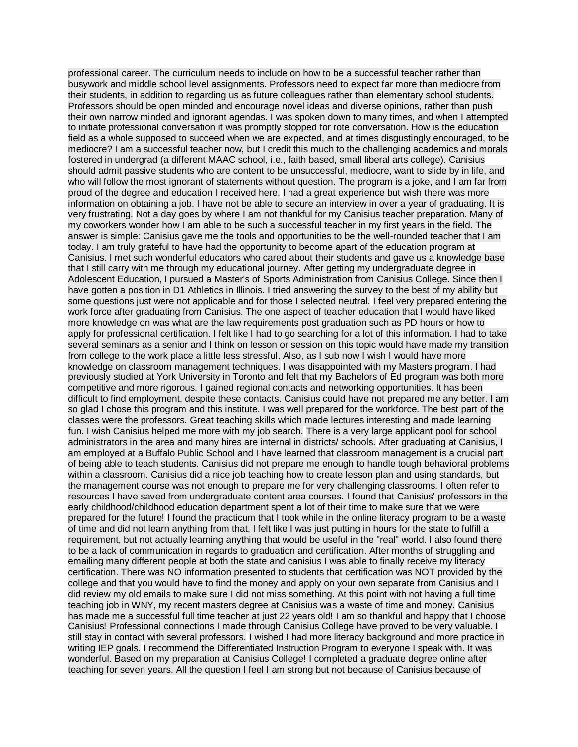professional career. The curriculum needs to include on how to be a successful teacher rather than busywork and middle school level assignments. Professors need to expect far more than mediocre from their students, in addition to regarding us as future colleagues rather than elementary school students. Professors should be open minded and encourage novel ideas and diverse opinions, rather than push their own narrow minded and ignorant agendas. I was spoken down to many times, and when I attempted to initiate professional conversation it was promptly stopped for rote conversation. How is the education field as a whole supposed to succeed when we are expected, and at times disgustingly encouraged, to be mediocre? I am a successful teacher now, but I credit this much to the challenging academics and morals fostered in undergrad (a different MAAC school, i.e., faith based, small liberal arts college). Canisius should admit passive students who are content to be unsuccessful, mediocre, want to slide by in life, and who will follow the most ignorant of statements without question. The program is a joke, and I am far from proud of the degree and education I received here. I had a great experience but wish there was more information on obtaining a job. I have not be able to secure an interview in over a year of graduating. It is very frustrating. Not a day goes by where I am not thankful for my Canisius teacher preparation. Many of my coworkers wonder how I am able to be such a successful teacher in my first years in the field. The answer is simple: Canisius gave me the tools and opportunities to be the well-rounded teacher that I am today. I am truly grateful to have had the opportunity to become apart of the education program at Canisius. I met such wonderful educators who cared about their students and gave us a knowledge base that I still carry with me through my educational journey. After getting my undergraduate degree in Adolescent Education, I pursued a Master's of Sports Administration from Canisius College. Since then I have gotten a position in D1 Athletics in Illinois. I tried answering the survey to the best of my ability but some questions just were not applicable and for those I selected neutral. I feel very prepared entering the work force after graduating from Canisius. The one aspect of teacher education that I would have liked more knowledge on was what are the law requirements post graduation such as PD hours or how to apply for professional certification. I felt like I had to go searching for a lot of this information. I had to take several seminars as a senior and I think on lesson or session on this topic would have made my transition from college to the work place a little less stressful. Also, as I sub now I wish I would have more knowledge on classroom management techniques. I was disappointed with my Masters program. I had previously studied at York University in Toronto and felt that my Bachelors of Ed program was both more competitive and more rigorous. I gained regional contacts and networking opportunities. It has been difficult to find employment, despite these contacts. Canisius could have not prepared me any better. I am so glad I chose this program and this institute. I was well prepared for the workforce. The best part of the classes were the professors. Great teaching skills which made lectures interesting and made learning fun. I wish Canisius helped me more with my job search. There is a very large applicant pool for school administrators in the area and many hires are internal in districts/ schools. After graduating at Canisius, I am employed at a Buffalo Public School and I have learned that classroom management is a crucial part of being able to teach students. Canisius did not prepare me enough to handle tough behavioral problems within a classroom. Canisius did a nice job teaching how to create lesson plan and using standards, but the management course was not enough to prepare me for very challenging classrooms. I often refer to resources I have saved from undergraduate content area courses. I found that Canisius' professors in the early childhood/childhood education department spent a lot of their time to make sure that we were prepared for the future! I found the practicum that I took while in the online literacy program to be a waste of time and did not learn anything from that, I felt like I was just putting in hours for the state to fulfill a requirement, but not actually learning anything that would be useful in the "real" world. I also found there to be a lack of communication in regards to graduation and certification. After months of struggling and emailing many different people at both the state and canisius I was able to finally receive my literacy certification. There was NO information presented to students that certification was NOT provided by the college and that you would have to find the money and apply on your own separate from Canisius and I did review my old emails to make sure I did not miss something. At this point with not having a full time teaching job in WNY, my recent masters degree at Canisius was a waste of time and money. Canisius has made me a successful full time teacher at just 22 years old! I am so thankful and happy that I choose Canisius! Professional connections I made through Canisius College have proved to be very valuable. I still stay in contact with several professors. I wished I had more literacy background and more practice in writing IEP goals. I recommend the Differentiated Instruction Program to everyone I speak with. It was wonderful. Based on my preparation at Canisius College! I completed a graduate degree online after teaching for seven years. All the question I feel I am strong but not because of Canisius because of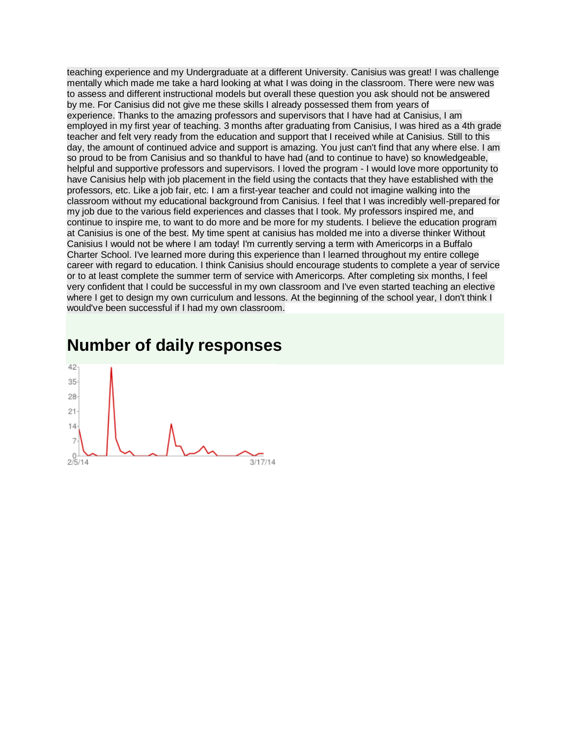teaching experience and my Undergraduate at a different University. Canisius was great! I was challenge mentally which made me take a hard looking at what I was doing in the classroom. There were new was to assess and different instructional models but overall these question you ask should not be answered by me. For Canisius did not give me these skills I already possessed them from years of experience. Thanks to the amazing professors and supervisors that I have had at Canisius, I am employed in my first year of teaching. 3 months after graduating from Canisius, I was hired as a 4th grade teacher and felt very ready from the education and support that I received while at Canisius. Still to this day, the amount of continued advice and support is amazing. You just can't find that any where else. I am so proud to be from Canisius and so thankful to have had (and to continue to have) so knowledgeable, helpful and supportive professors and supervisors. I loved the program - I would love more opportunity to have Canisius help with job placement in the field using the contacts that they have established with the professors, etc. Like a job fair, etc. I am a first-year teacher and could not imagine walking into the classroom without my educational background from Canisius. I feel that I was incredibly well-prepared for my job due to the various field experiences and classes that I took. My professors inspired me, and continue to inspire me, to want to do more and be more for my students. I believe the education program at Canisius is one of the best. My time spent at canisius has molded me into a diverse thinker Without Canisius I would not be where I am today! I'm currently serving a term with Americorps in a Buffalo Charter School. I've learned more during this experience than I learned throughout my entire college career with regard to education. I think Canisius should encourage students to complete a year of service or to at least complete the summer term of service with Americorps. After completing six months, I feel very confident that I could be successful in my own classroom and I've even started teaching an elective where I get to design my own curriculum and lessons. At the beginning of the school year, I don't think I would've been successful if I had my own classroom.

## Number of daily responses

42
35
28
21
14
7
0
2/5/14
3/17/14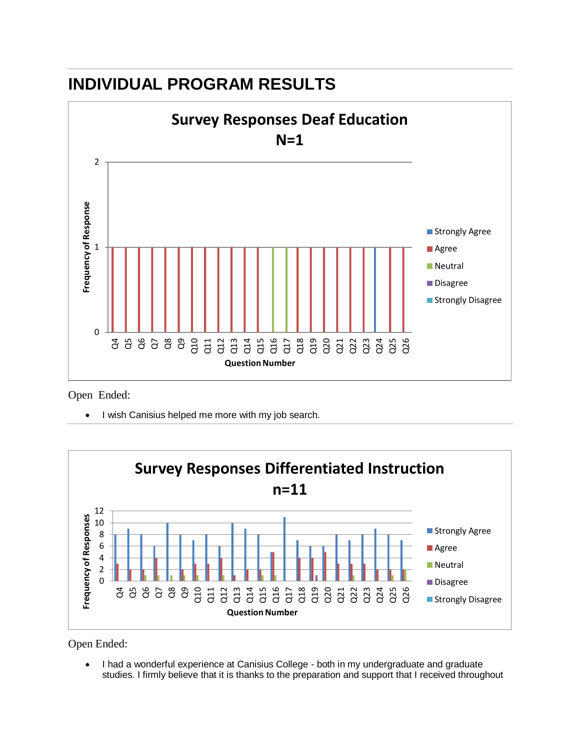# INDIVIDUAL PROGRAM RESULTS

**Survey Responses Deaf Education N=1**

Open Ended:

- I wish Canisius helped me more with my job search.

**Survey Responses Differentiated Instruction n=11**

Open Ended:

- I had a wonderful experience at Canisius College - both in my undergraduate and graduate studies. I firmly believe that it is thanks to the preparation and support that I received throughout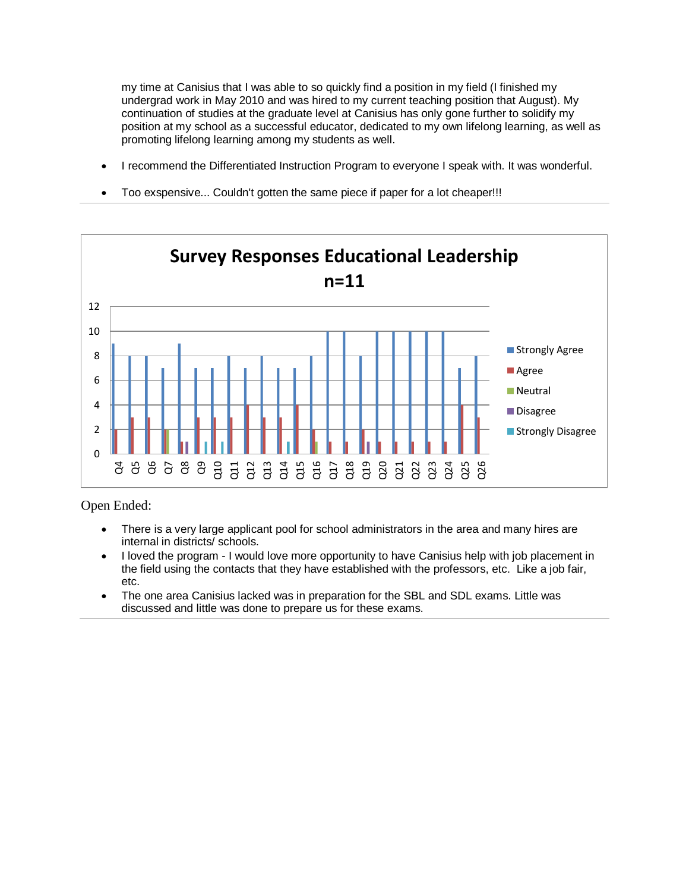my time at Canisius that I was able to so quickly find a position in my field (I finished my undergrad work in May 2010 and was hired to my current teaching position that August). My continuation of studies at the graduate level at Canisius has only gone further to solidify my position at my school as a successful educator, dedicated to my own lifelong learning, as well as promoting lifelong learning among my students as well.

- I recommend the Differentiated Instruction Program to everyone I speak with. It was wonderful.
- Too exspensive... Couldn't gotten the same piece if paper for a lot cheaper!!!

---

**Survey Responses Educational Leadership**
**n=11**

Open Ended:

- There is a very large applicant pool for school administrators in the area and many hires are internal in districts/ schools.
- I loved the program - I would love more opportunity to have Canisius help with job placement in the field using the contacts that they have established with the professors, etc. Like a job fair, etc.
- The one area Canisius lacked was in preparation for the SBL and SDL exams. Little was discussed and little was done to prepare us for these exams.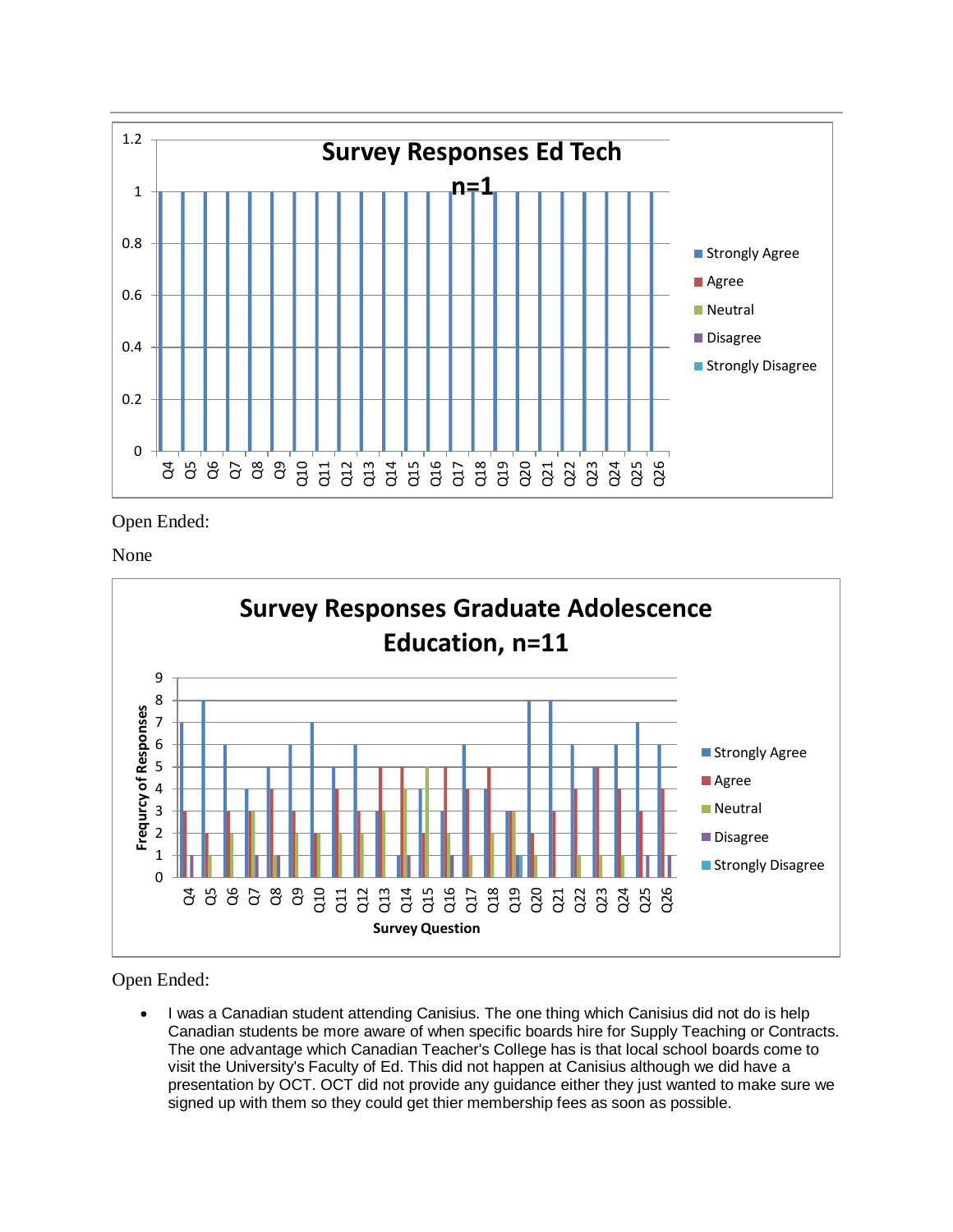**Survey Responses Ed Tech n=1**

Open Ended:

None

**Survey Responses Graduate Adolescence Education, n=11**

Open Ended:

- I was a Canadian student attending Canisius. The one thing which Canisius did not do is help Canadian students be more aware of when specific boards hire for Supply Teaching or Contracts. The one advantage which Canadian Teacher's College has is that local school boards come to visit the University's Faculty of Ed. This did not happen at Canisius although we did have a presentation by OCT. OCT did not provide any guidance either they just wanted to make sure we signed up with them so they could get thier membership fees as soon as possible.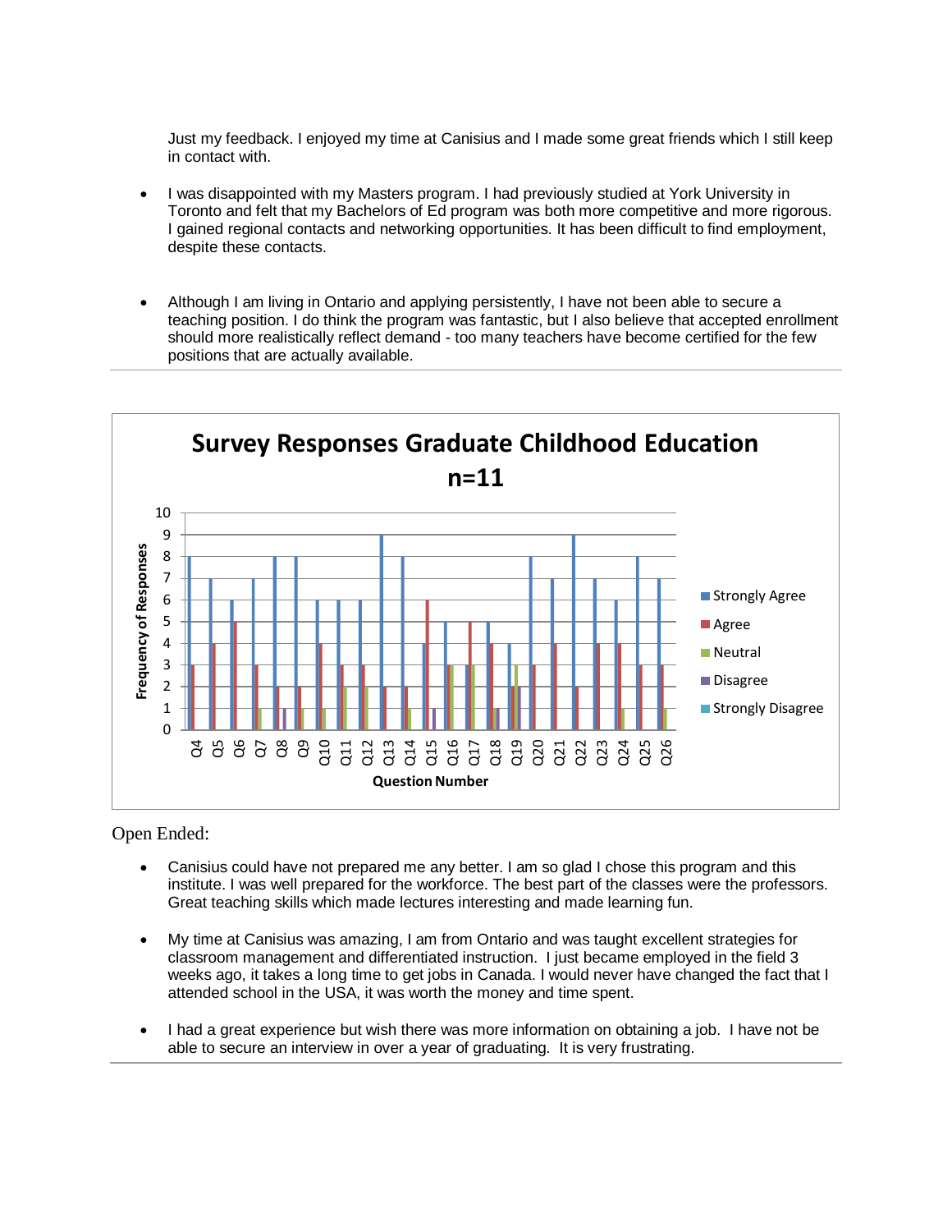Just my feedback. I enjoyed my time at Canisius and I made some great friends which I still keep in contact with.

- I was disappointed with my Masters program. I had previously studied at York University in Toronto and felt that my Bachelors of Ed program was both more competitive and more rigorous. I gained regional contacts and networking opportunities. It has been difficult to find employment, despite these contacts.

- Although I am living in Ontario and applying persistently, I have not been able to secure a teaching position. I do think the program was fantastic, but I also believe that accepted enrollment should more realistically reflect demand - too many teachers have become certified for the few positions that are actually available.

---

**Survey Responses Graduate Childhood Education n=11**

Open Ended:

- Canisius could have not prepared me any better. I am so glad I chose this program and this institute. I was well prepared for the workforce. The best part of the classes were the professors. Great teaching skills which made lectures interesting and made learning fun.

- My time at Canisius was amazing, I am from Ontario and was taught excellent strategies for classroom management and differentiated instruction. I just became employed in the field 3 weeks ago, it takes a long time to get jobs in Canada. I would never have changed the fact that I attended school in the USA, it was worth the money and time spent.

- I had a great experience but wish there was more information on obtaining a job. I have not be able to secure an interview in over a year of graduating. It is very frustrating.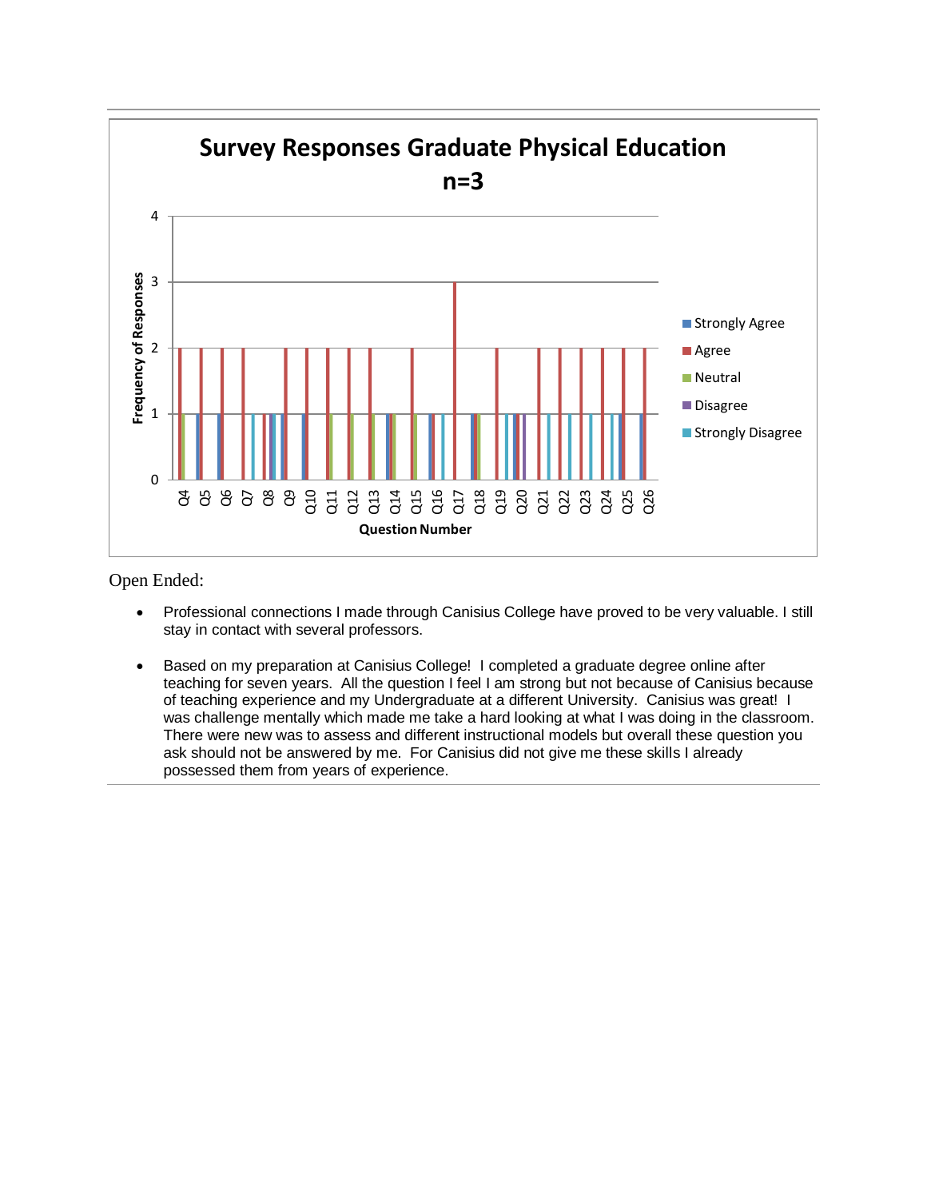Survey Responses Graduate Physical Education

n=3

Open Ended:

- Professional connections I made through Canisius College have proved to be very valuable. I still stay in contact with several professors.
- Based on my preparation at Canisius College! I completed a graduate degree online after teaching for seven years. All the question I feel I am strong but not because of Canisius because of teaching experience and my Undergraduate at a different University. Canisius was great! I was challenge mentally which made me take a hard looking at what I was doing in the classroom. There were new was to assess and different instructional models but overall these question you ask should not be answered by me. For Canisius did not give me these skills I already possessed them from years of experience.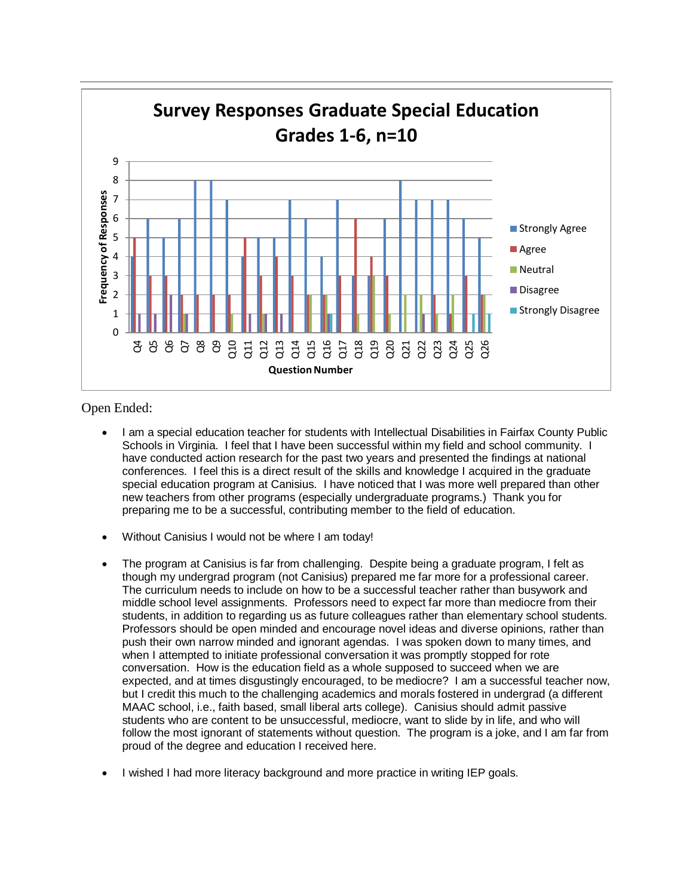Survey Responses Graduate Special Education Grades 1-6, n=10

Open Ended:

- I am a special education teacher for students with Intellectual Disabilities in Fairfax County Public Schools in Virginia. I feel that I have been successful within my field and school community. I have conducted action research for the past two years and presented the findings at national conferences. I feel this is a direct result of the skills and knowledge I acquired in the graduate special education program at Canisius. I have noticed that I was more well prepared than other new teachers from other programs (especially undergraduate programs.) Thank you for preparing me to be a successful, contributing member to the field of education.

- Without Canisius I would not be where I am today!

- The program at Canisius is far from challenging. Despite being a graduate program, I felt as though my undergrad program (not Canisius) prepared me far more for a professional career. The curriculum needs to include on how to be a successful teacher rather than busywork and middle school level assignments. Professors need to expect far more than mediocre from their students, in addition to regarding us as future colleagues rather than elementary school students. Professors should be open minded and encourage novel ideas and diverse opinions, rather than push their own narrow minded and ignorant agendas. I was spoken down to many times, and when I attempted to initiate professional conversation it was promptly stopped for rote conversation. How is the education field as a whole supposed to succeed when we are expected, and at times disgustingly encouraged, to be mediocre? I am a successful teacher now, but I credit this much to the challenging academics and morals fostered in undergrad (a different MAAC school, i.e., faith based, small liberal arts college). Canisius should admit passive students who are content to be unsuccessful, mediocre, want to slide by in life, and who will follow the most ignorant of statements without question. The program is a joke, and I am far from proud of the degree and education I received here.

- I wished I had more literacy background and more practice in writing IEP goals.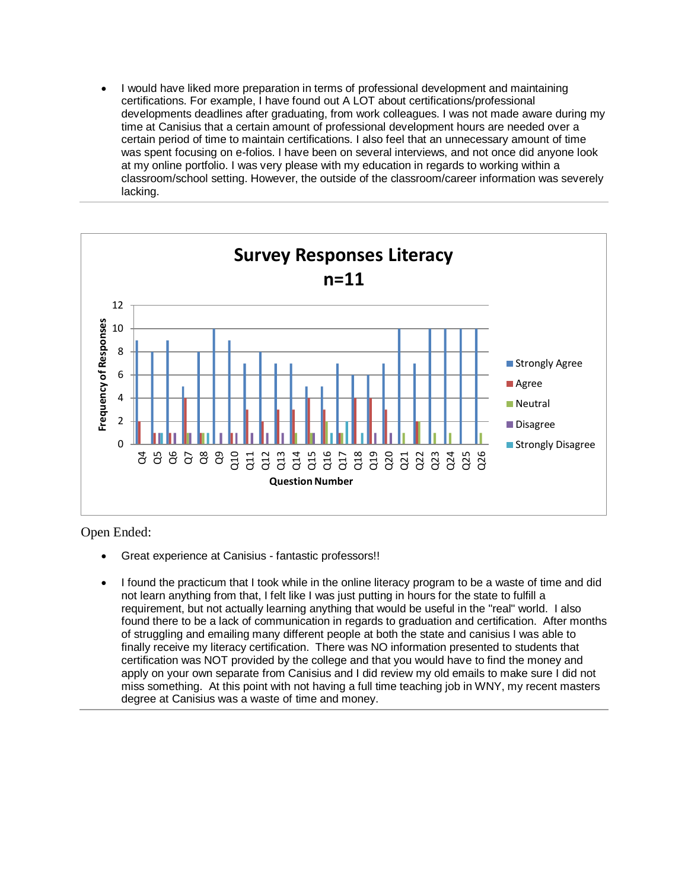- I would have liked more preparation in terms of professional development and maintaining certifications. For example, I have found out A LOT about certifications/professional developments deadlines after graduating, from work colleagues. I was not made aware during my time at Canisius that a certain amount of professional development hours are needed over a certain period of time to maintain certifications. I also feel that an unnecessary amount of time was spent focusing on e-folios. I have been on several interviews, and not once did anyone look at my online portfolio. I was very please with my education in regards to working within a classroom/school setting. However, the outside of the classroom/career information was severely lacking.

---

**Survey Responses Literacy**
**n=11**

Open Ended:

- Great experience at Canisius - fantastic professors!!

- I found the practicum that I took while in the online literacy program to be a waste of time and did not learn anything from that, I felt like I was just putting in hours for the state to fulfill a requirement, but not actually learning anything that would be useful in the "real" world. I also found there to be a lack of communication in regards to graduation and certification. After months of struggling and emailing many different people at both the state and canisius I was able to finally receive my literacy certification. There was NO information presented to students that certification was NOT provided by the college and that you would have to find the money and apply on your own separate from Canisius and I did review my old emails to make sure I did not miss something. At this point with not having a full time teaching job in WNY, my recent masters degree at Canisius was a waste of time and money.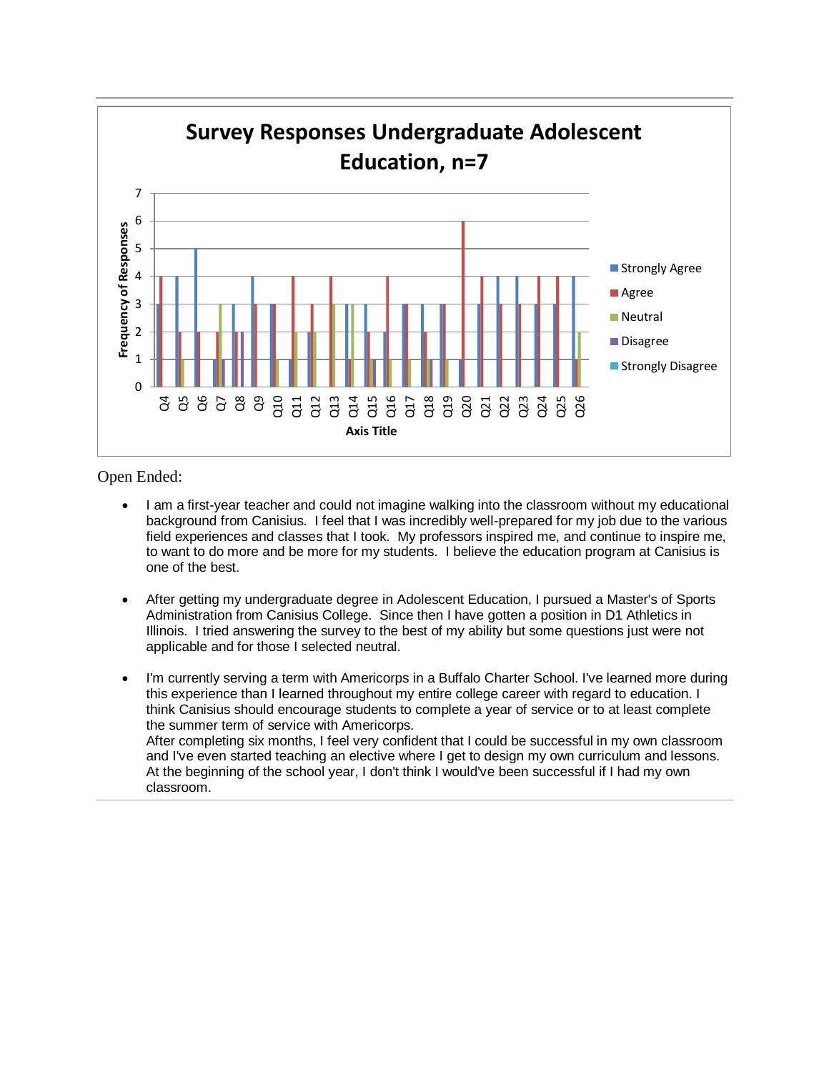Survey Responses Undergraduate Adolescent Education, n=7

| Question | Strongly Agree | Agree | Neutral | Disagree | Strongly Disagree |
|---|---|---|---|---|---|
| Q4 | 3 | 4 | | | |
| Q5 | 4 | 2 | 1 | | |
| Q6 | 5 | 2 | | | |
| Q7 | 1 | 2 | 3 | 1 | |
| Q8 | 3 | 2 | | 2 | |
| Q9 | 4 | 3 | | | |
| Q10 | 3 | 3 | 1 | | |
| Q11 | 1 | 4 | 2 | | |
| Q12 | 2 | 3 | 2 | | |
| Q13 | | 4 | 3 | | |
| Q14 | 3 | 1 | 3 | | |
| Q15 | 3 | 2 | 1 | 1 | |
| Q16 | 2 | 4 | 1 | | |
| Q17 | 3 | 3 | 1 | | |
| Q18 | 3 | 2 | 1 | 1 | |
| Q19 | 3 | 3 | 1 | | |
| Q20 | 1 | 6 | | | |
| Q21 | 3 | 4 | | | |
| Q22 | 4 | 3 | | | |
| Q23 | 4 | 3 | | | |
| Q24 | 3 | 4 | | | |
| Q25 | 3 | 4 | | | |
| Q26 | 4 | 1 | 2 | | |

Open Ended:

- I am a first-year teacher and could not imagine walking into the classroom without my educational background from Canisius. I feel that I was incredibly well-prepared for my job due to the various field experiences and classes that I took. My professors inspired me, and continue to inspire me, to want to do more and be more for my students. I believe the education program at Canisius is one of the best.

- After getting my undergraduate degree in Adolescent Education, I pursued a Master's of Sports Administration from Canisius College. Since then I have gotten a position in D1 Athletics in Illinois. I tried answering the survey to the best of my ability but some questions just were not applicable and for those I selected neutral.

- I'm currently serving a term with Americorps in a Buffalo Charter School. I've learned more during this experience than I learned throughout my entire college career with regard to education. I think Canisius should encourage students to complete a year of service or to at least complete the summer term of service with Americorps.
  After completing six months, I feel very confident that I could be successful in my own classroom and I've even started teaching an elective where I get to design my own curriculum and lessons. At the beginning of the school year, I don't think I would've been successful if I had my own classroom.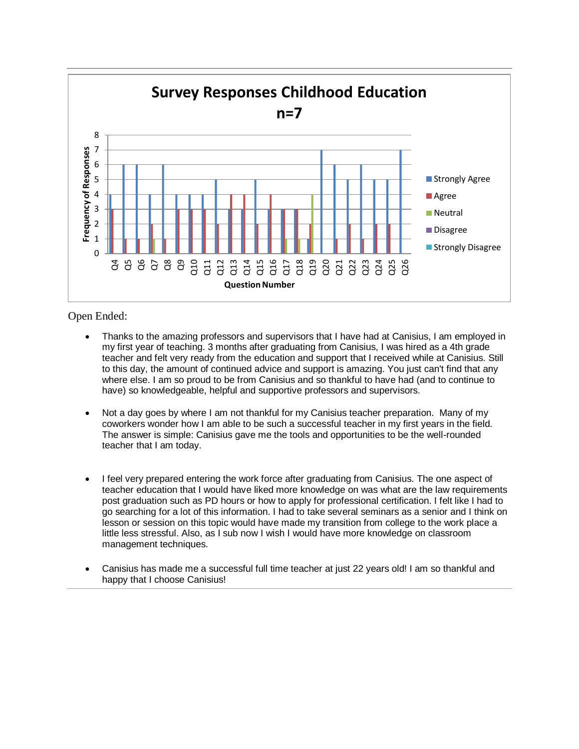**Survey Responses Childhood Education**
**n=7**

| Question | Strongly Agree | Agree | Neutral | Disagree | Strongly Disagree |
|---|---|---|---|---|---|
| Q4 | 4 | 3 | | | |
| Q5 | 6 | 1 | | | |
| Q6 | 6 | 1 | | | |
| Q7 | 4 | 2 | 1 | | |
| Q8 | 6 | 1 | | | |
| Q9 | 4 | 3 | | | |
| Q10 | 4 | 3 | | | |
| Q11 | 4 | 3 | | | |
| Q12 | 5 | 2 | | | |
| Q13 | 3 | 4 | | | |
| Q14 | 3 | 4 | | | |
| Q15 | 5 | 2 | | | |
| Q16 | 3 | 4 | | | |
| Q17 | 3 | 3 | 1 | | |
| Q18 | 3 | 3 | 1 | | |
| Q19 | 1 | 2 | 4 | | |
| Q20 | 7 | | | | |
| Q21 | 6 | 1 | | | |
| Q22 | 5 | 2 | | | |
| Q23 | 6 | 1 | | | |
| Q24 | 5 | 2 | | | |
| Q25 | 5 | 2 | | | |
| Q26 | 7 | | | | |

Open Ended:

- Thanks to the amazing professors and supervisors that I have had at Canisius, I am employed in my first year of teaching. 3 months after graduating from Canisius, I was hired as a 4th grade teacher and felt very ready from the education and support that I received while at Canisius. Still to this day, the amount of continued advice and support is amazing. You just can't find that any where else. I am so proud to be from Canisius and so thankful to have had (and to continue to have) so knowledgeable, helpful and supportive professors and supervisors.

- Not a day goes by where I am not thankful for my Canisius teacher preparation. Many of my coworkers wonder how I am able to be such a successful teacher in my first years in the field. The answer is simple: Canisius gave me the tools and opportunities to be the well-rounded teacher that I am today.

- I feel very prepared entering the work force after graduating from Canisius. The one aspect of teacher education that I would have liked more knowledge on was what are the law requirements post graduation such as PD hours or how to apply for professional certification. I felt like I had to go searching for a lot of this information. I had to take several seminars as a senior and I think on lesson or session on this topic would have made my transition from college to the work place a little less stressful. Also, as I sub now I wish I would have more knowledge on classroom management techniques.

- Canisius has made me a successful full time teacher at just 22 years old! I am so thankful and happy that I choose Canisius!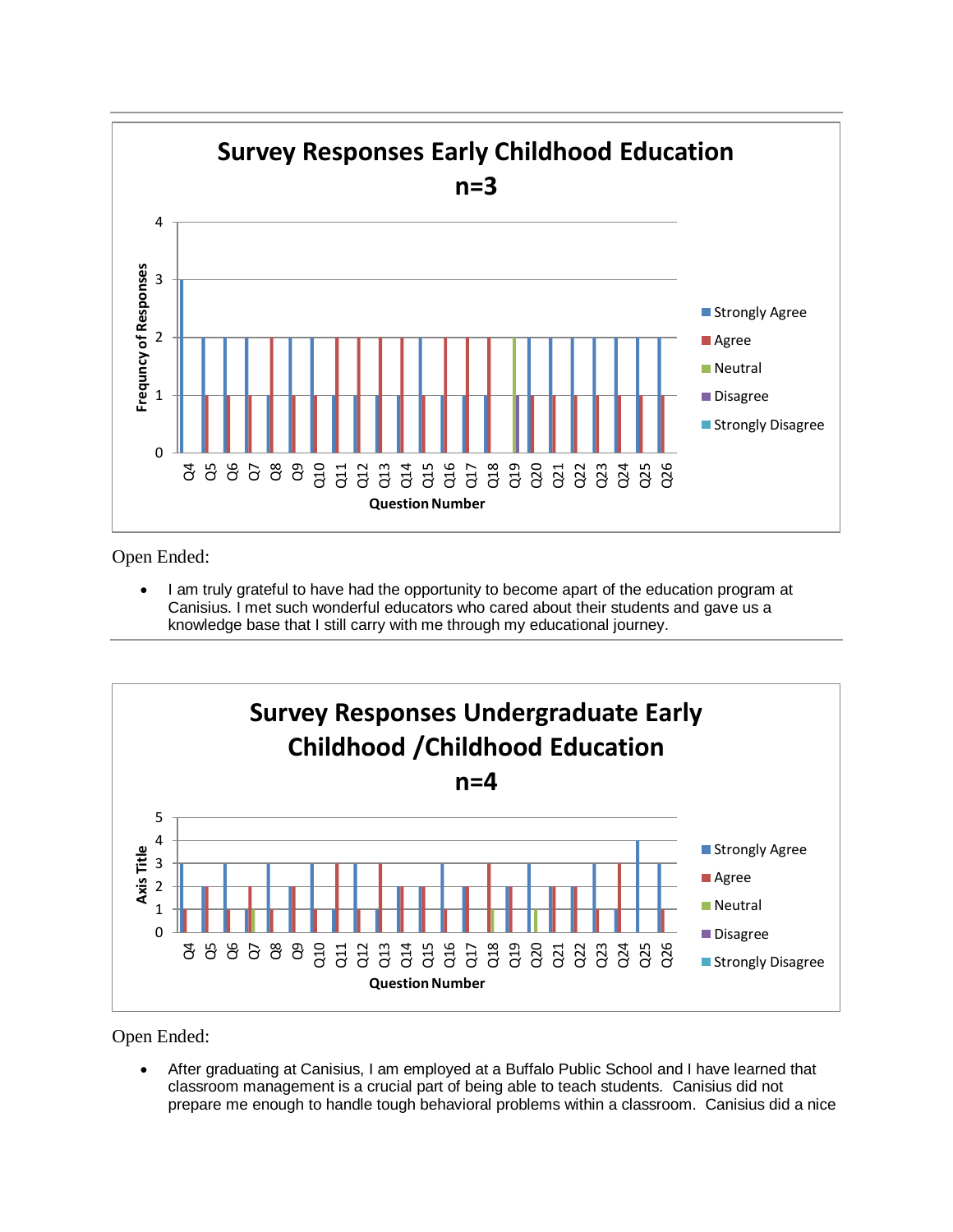**Survey Responses Early Childhood Education**
**n=3**

| Question | Strongly Agree | Agree | Neutral | Disagree | Strongly Disagree |
|---|---|---|---|---|---|
| Q4 | 3 | | | | |
| Q5 | 2 | 1 | | | |
| Q6 | 2 | 1 | | | |
| Q7 | 2 | 1 | | | |
| Q8 | 1 | 2 | | | |
| Q9 | 2 | 1 | | | |
| Q10 | 2 | 1 | | | |
| Q11 | 1 | 2 | | | |
| Q12 | 1 | 2 | | | |
| Q13 | 1 | 2 | | | |
| Q14 | 1 | 2 | | | |
| Q15 | 2 | 1 | | | |
| Q16 | 1 | 2 | | | |
| Q17 | 1 | 2 | | | |
| Q18 | 1 | 2 | | | |
| Q19 | | | 2 | 1 | |
| Q20 | 2 | 1 | | | |
| Q21 | 2 | 1 | | | |
| Q22 | 2 | 1 | | | |
| Q23 | 2 | 1 | | | |
| Q24 | 2 | 1 | | | |
| Q25 | 2 | 1 | | | |
| Q26 | 2 | 1 | | | |

Open Ended:

- I am truly grateful to have had the opportunity to become apart of the education program at Canisius. I met such wonderful educators who cared about their students and gave us a knowledge base that I still carry with me through my educational journey.

**Survey Responses Undergraduate Early Childhood /Childhood Education**
**n=4**

| Question | Strongly Agree | Agree | Neutral | Disagree | Strongly Disagree |
|---|---|---|---|---|---|
| Q4 | 3 | 1 | | | |
| Q5 | 2 | 2 | | | |
| Q6 | 3 | 1 | | | |
| Q7 | 1 | 2 | 1 | | |
| Q8 | 3 | 1 | | | |
| Q9 | 2 | 2 | | | |
| Q10 | 3 | 1 | | | |
| Q11 | 1 | 3 | | | |
| Q12 | 3 | 1 | | | |
| Q13 | 1 | 3 | | | |
| Q14 | 2 | 2 | | | |
| Q15 | 2 | 2 | | | |
| Q16 | 3 | 1 | | | |
| Q17 | 2 | 2 | | | |
| Q18 | | 3 | 1 | | |
| Q19 | 2 | 2 | | | |
| Q20 | 3 | | 1 | | |
| Q21 | 2 | 2 | | | |
| Q22 | 2 | 2 | | | |
| Q23 | 3 | 1 | | | |
| Q24 | 1 | 3 | | | |
| Q25 | 4 | | | | |
| Q26 | 3 | 1 | | | |

Open Ended:

- After graduating at Canisius, I am employed at a Buffalo Public School and I have learned that classroom management is a crucial part of being able to teach students. Canisius did not prepare me enough to handle tough behavioral problems within a classroom. Canisius did a nice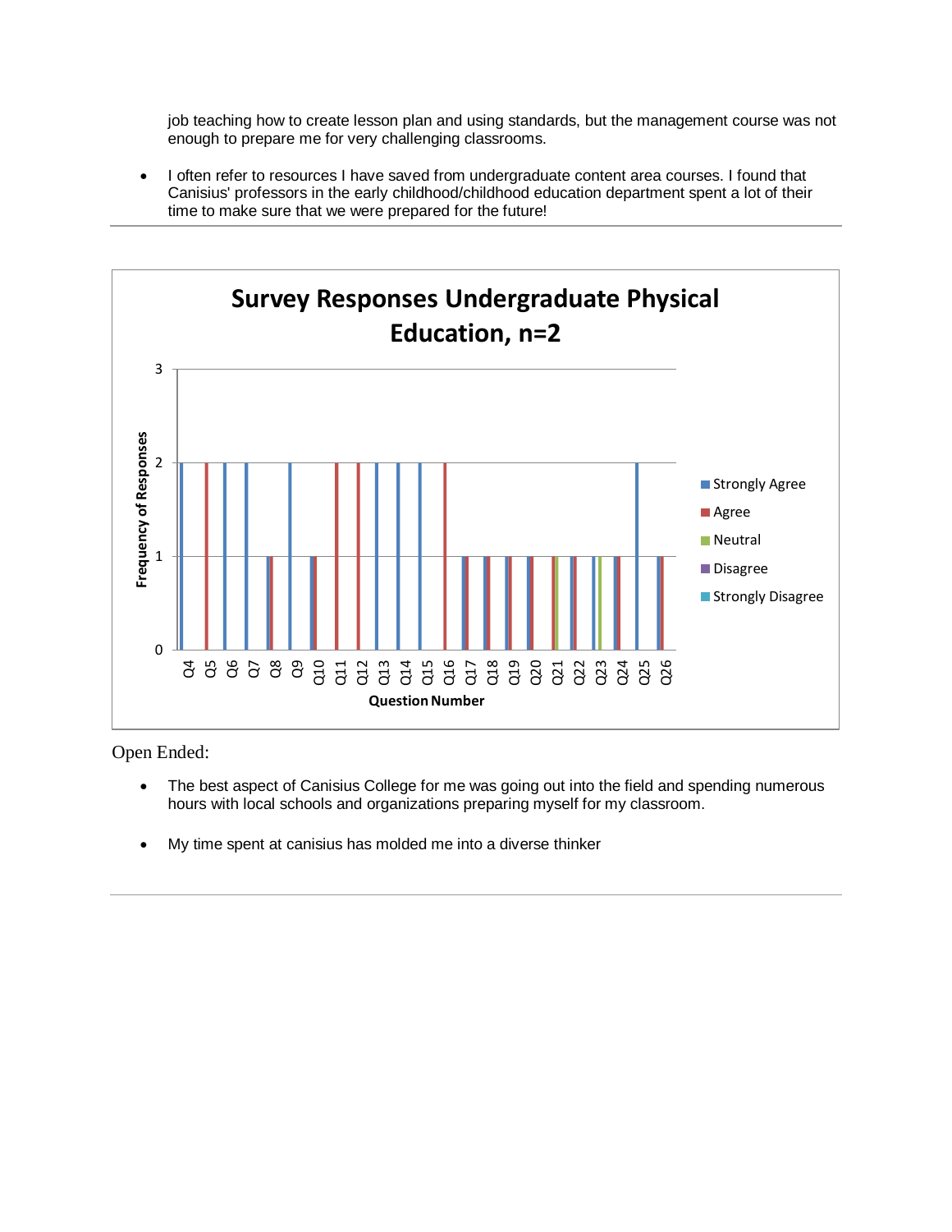job teaching how to create lesson plan and using standards, but the management course was not enough to prepare me for very challenging classrooms.

- I often refer to resources I have saved from undergraduate content area courses. I found that Canisius' professors in the early childhood/childhood education department spent a lot of their time to make sure that we were prepared for the future!

---

**Survey Responses Undergraduate Physical Education, n=2**

| Question Number | Strongly Agree | Agree | Neutral | Disagree | Strongly Disagree |
|---|---|---|---|---|---|
| Q4 | 2 | | | | |
| Q5 | | 2 | | | |
| Q6 | 2 | | | | |
| Q7 | 2 | | | | |
| Q8 | 1 | 1 | | | |
| Q9 | 2 | | | | |
| Q10 | 1 | 1 | | | |
| Q11 | | 2 | | | |
| Q12 | | 2 | | | |
| Q13 | 2 | | | | |
| Q14 | 2 | | | | |
| Q15 | 2 | | | | |
| Q16 | | 2 | | | |
| Q17 | 1 | 1 | | | |
| Q18 | 1 | 1 | | | |
| Q19 | 1 | 1 | | | |
| Q20 | 1 | 1 | | | |
| Q21 | | 1 | 1 | | |
| Q22 | 1 | 1 | | | |
| Q23 | 1 | | 1 | | |
| Q24 | 1 | 1 | | | |
| Q25 | 2 | | | | |
| Q26 | 1 | 1 | | | |

Open Ended:

- The best aspect of Canisius College for me was going out into the field and spending numerous hours with local schools and organizations preparing myself for my classroom.

- My time spent at canisius has molded me into a diverse thinker

---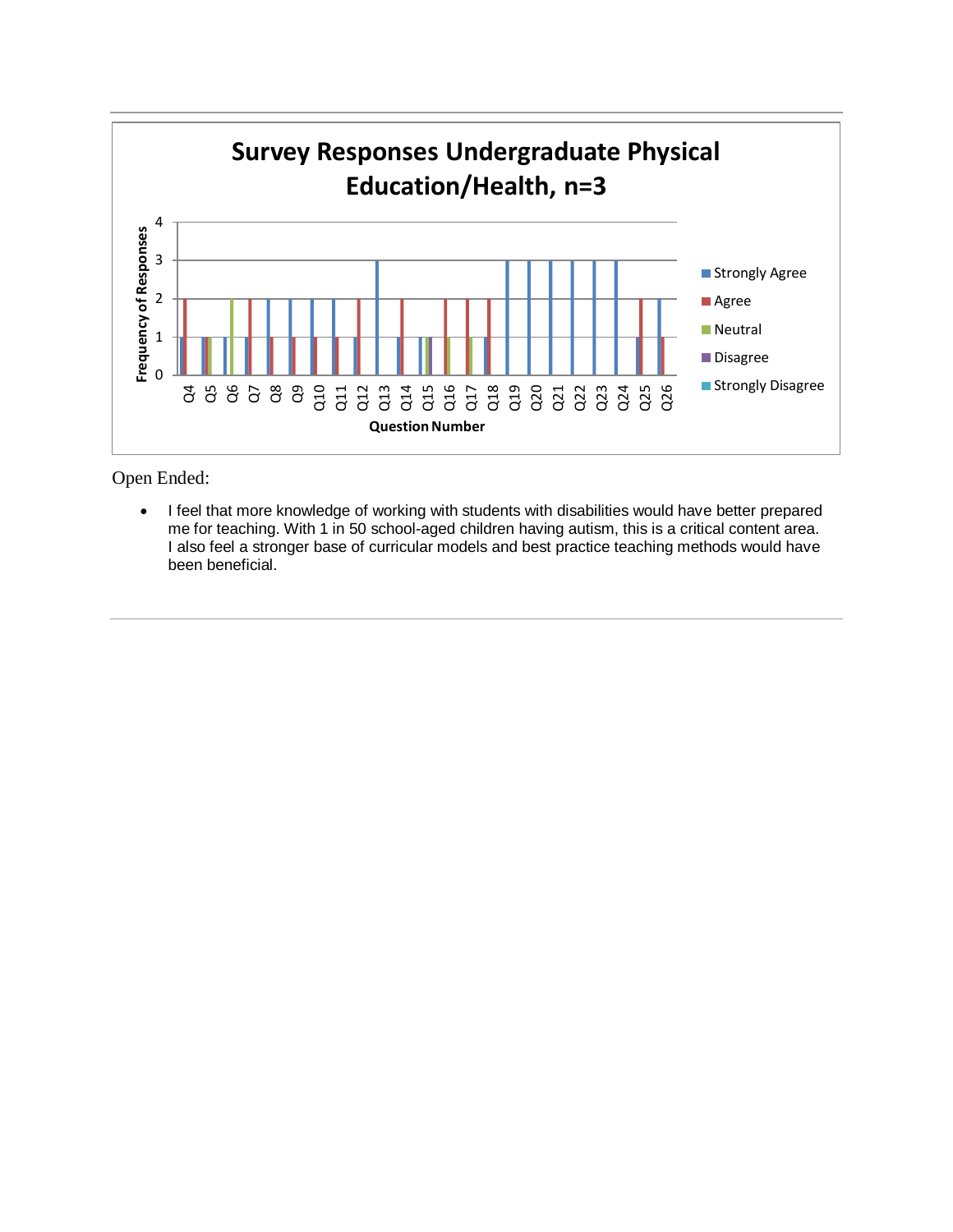**Survey Responses Undergraduate Physical Education/Health, n=3**

| Question | Strongly Agree | Agree | Neutral | Disagree | Strongly Disagree |
|---|---|---|---|---|---|
| Q4 | 1 | 2 | | | |
| Q5 | 1 | 1 | 1 | | |
| Q6 | 1 | | 2 | | |
| Q7 | 1 | 2 | | | |
| Q8 | 2 | 1 | | | |
| Q9 | 2 | 1 | | | |
| Q10 | 2 | 1 | | | |
| Q11 | 2 | 1 | | | |
| Q12 | 1 | 2 | | | |
| Q13 | 3 | | | | |
| Q14 | 1 | 2 | | | |
| Q15 | 1 | | 1 | 1 | |
| Q16 | | 2 | 1 | | |
| Q17 | | 2 | 1 | | |
| Q18 | 1 | 2 | | | |
| Q19 | 3 | | | | |
| Q20 | 3 | | | | |
| Q21 | 3 | | | | |
| Q22 | 3 | | | | |
| Q23 | 3 | | | | |
| Q24 | 3 | | | | |
| Q25 | 1 | 2 | | | |
| Q26 | 2 | 1 | | | |

Open Ended:

- I feel that more knowledge of working with students with disabilities would have better prepared me for teaching. With 1 in 50 school-aged children having autism, this is a critical content area. I also feel a stronger base of curricular models and best practice teaching methods would have been beneficial.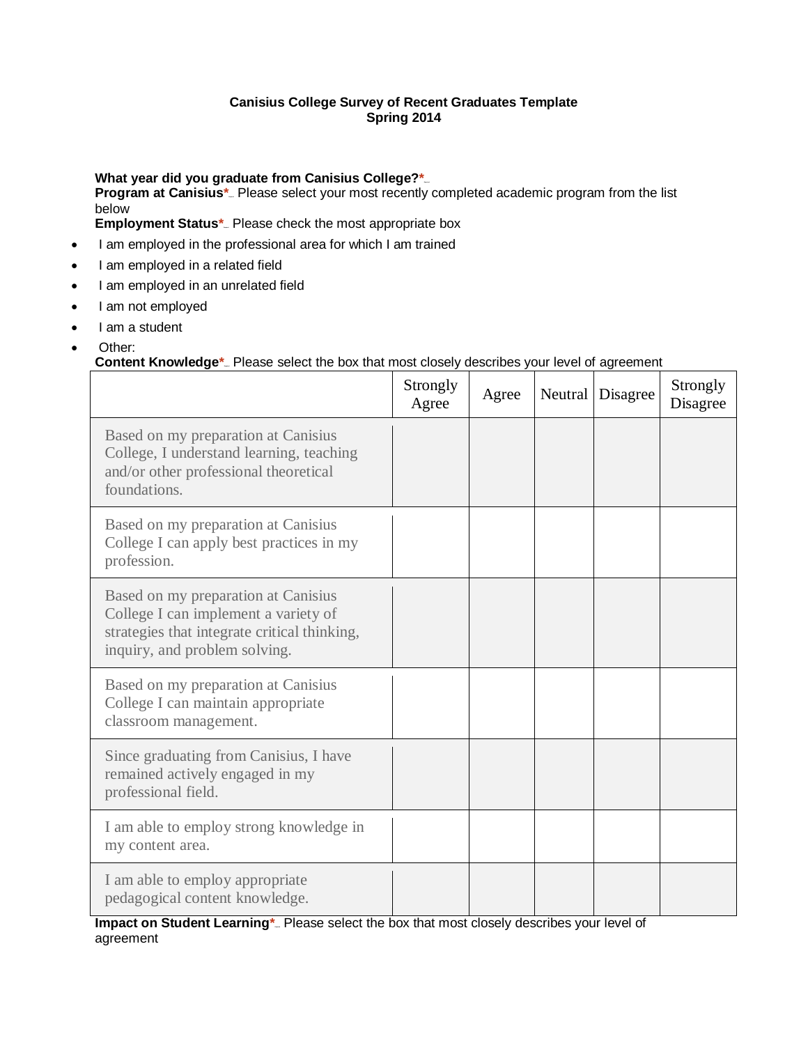**Canisius College Survey of Recent Graduates Template**
**Spring 2014**

**What year did you graduate from Canisius College?***
**Program at Canisius*** Please select your most recently completed academic program from the list below
**Employment Status*** Please check the most appropriate box

- I am employed in the professional area for which I am trained
- I am employed in a related field
- I am employed in an unrelated field
- I am not employed
- I am a student
- Other:

**Content Knowledge*** Please select the box that most closely describes your level of agreement

| | Strongly Agree | Agree | Neutral | Disagree | Strongly Disagree |
|---|---|---|---|---|---|
| Based on my preparation at Canisius College, I understand learning, teaching and/or other professional theoretical foundations. | | | | | |
| Based on my preparation at Canisius College I can apply best practices in my profession. | | | | | |
| Based on my preparation at Canisius College I can implement a variety of strategies that integrate critical thinking, inquiry, and problem solving. | | | | | |
| Based on my preparation at Canisius College I can maintain appropriate classroom management. | | | | | |
| Since graduating from Canisius, I have remained actively engaged in my professional field. | | | | | |
| I am able to employ strong knowledge in my content area. | | | | | |
| I am able to employ appropriate pedagogical content knowledge. | | | | | |

**Impact on Student Learning*** Please select the box that most closely describes your level of agreement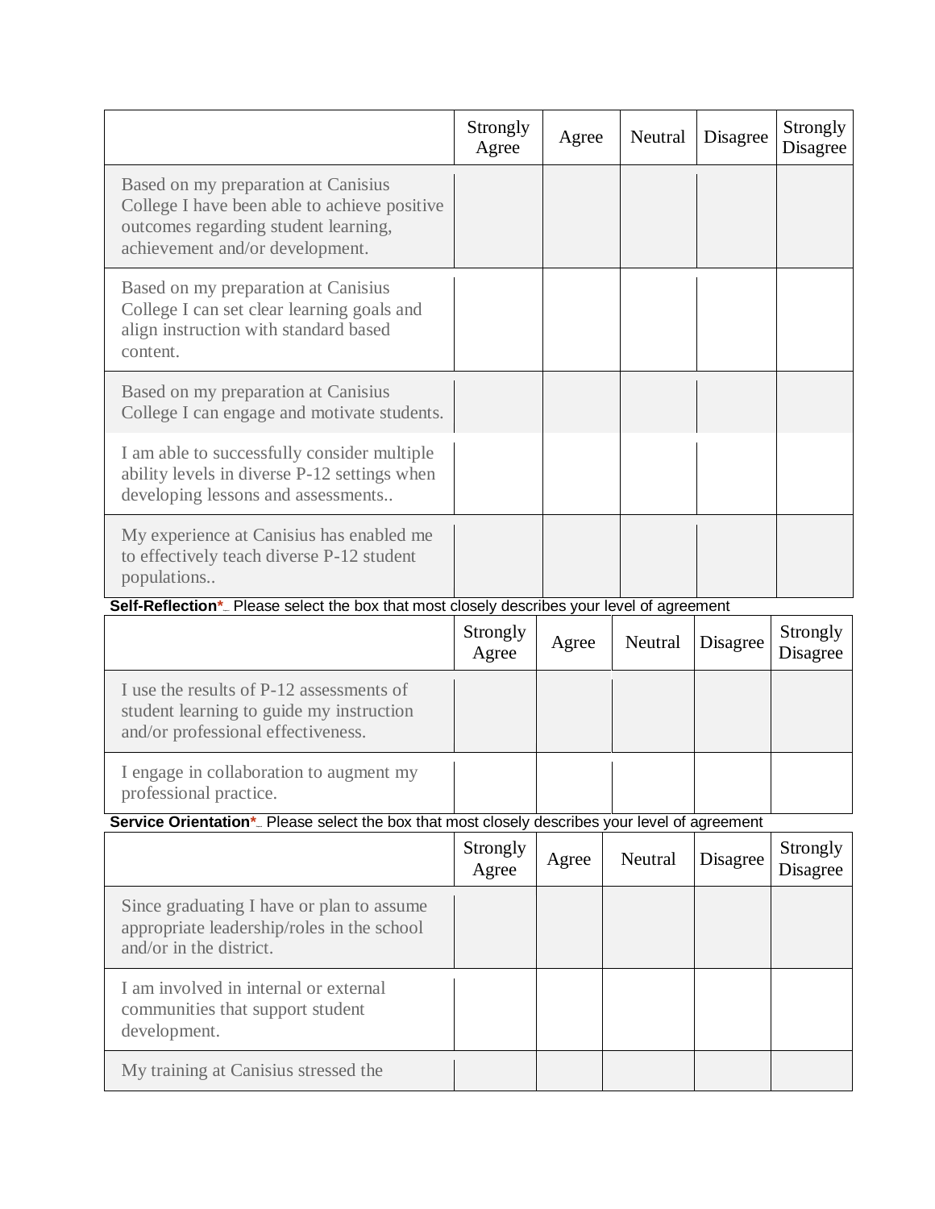| | Strongly Agree | Agree | Neutral | Disagree | Strongly Disagree |
|---|---|---|---|---|---|
| Based on my preparation at Canisius College I have been able to achieve positive outcomes regarding student learning, achievement and/or development. | | | | | |
| Based on my preparation at Canisius College I can set clear learning goals and align instruction with standard based content. | | | | | |
| Based on my preparation at Canisius College I can engage and motivate students. | | | | | |
| I am able to successfully consider multiple ability levels in diverse P-12 settings when developing lessons and assessments.. | | | | | |
| My experience at Canisius has enabled me to effectively teach diverse P-12 student populations.. | | | | | |

**Self-Reflection*** Please select the box that most closely describes your level of agreement

| | Strongly Agree | Agree | Neutral | Disagree | Strongly Disagree |
|---|---|---|---|---|---|
| I use the results of P-12 assessments of student learning to guide my instruction and/or professional effectiveness. | | | | | |
| I engage in collaboration to augment my professional practice. | | | | | |

**Service Orientation*** Please select the box that most closely describes your level of agreement

| | Strongly Agree | Agree | Neutral | Disagree | Strongly Disagree |
|---|---|---|---|---|---|
| Since graduating I have or plan to assume appropriate leadership/roles in the school and/or in the district. | | | | | |
| I am involved in internal or external communities that support student development. | | | | | |
| My training at Canisius stressed the | | | | | |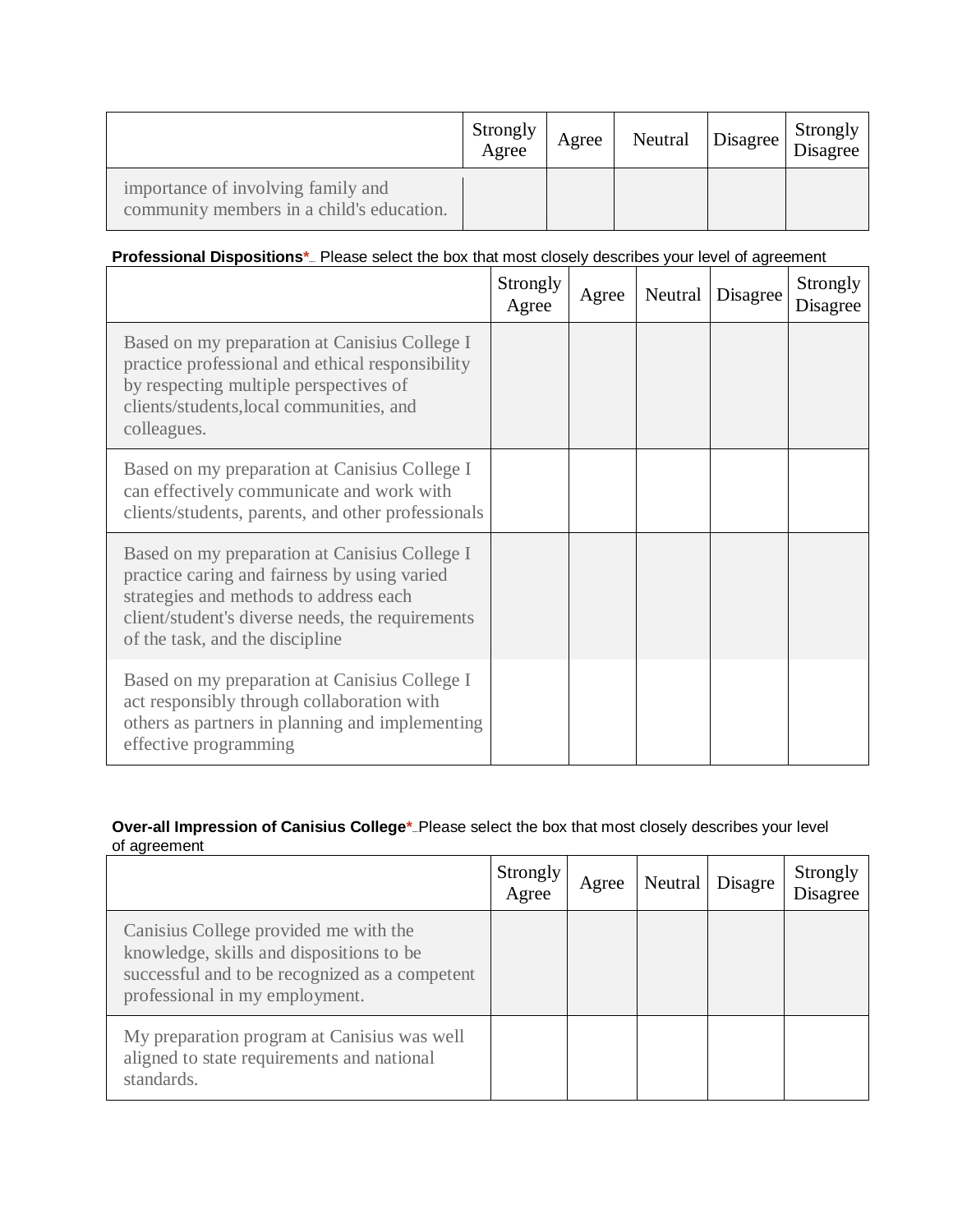| | Strongly Agree | Agree | Neutral | Disagree | Strongly Disagree |
|---|---|---|---|---|---|
| importance of involving family and community members in a child's education. | | | | | |

**Professional Dispositions*** Please select the box that most closely describes your level of agreement

| | Strongly Agree | Agree | Neutral | Disagree | Strongly Disagree |
|---|---|---|---|---|---|
| Based on my preparation at Canisius College I practice professional and ethical responsibility by respecting multiple perspectives of clients/students,local communities, and colleagues. | | | | | |
| Based on my preparation at Canisius College I can effectively communicate and work with clients/students, parents, and other professionals | | | | | |
| Based on my preparation at Canisius College I practice caring and fairness by using varied strategies and methods to address each client/student's diverse needs, the requirements of the task, and the discipline | | | | | |
| Based on my preparation at Canisius College I act responsibly through collaboration with others as partners in planning and implementing effective programming | | | | | |

**Over-all Impression of Canisius College*** Please select the box that most closely describes your level of agreement

| | Strongly Agree | Agree | Neutral | Disagre | Strongly Disagree |
|---|---|---|---|---|---|
| Canisius College provided me with the knowledge, skills and dispositions to be successful and to be recognized as a competent professional in my employment. | | | | | |
| My preparation program at Canisius was well aligned to state requirements and national standards. | | | | | |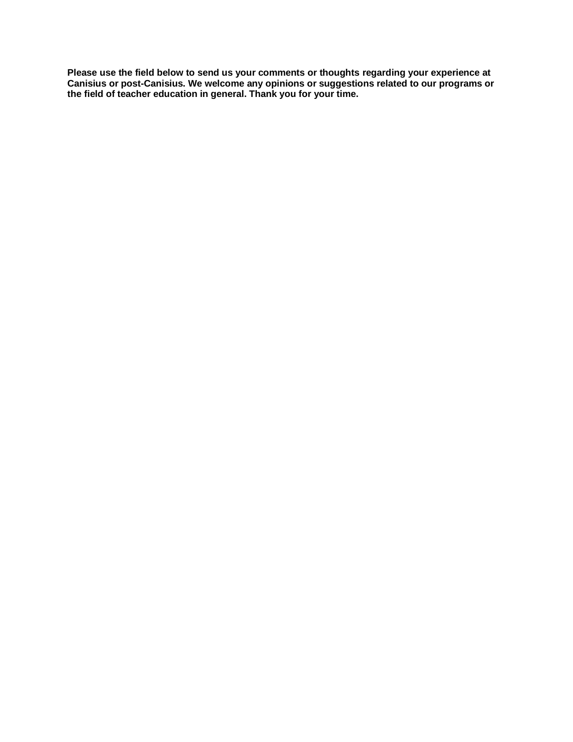**Please use the field below to send us your comments or thoughts regarding your experience at Canisius or post-Canisius. We welcome any opinions or suggestions related to our programs or the field of teacher education in general. Thank you for your time.**